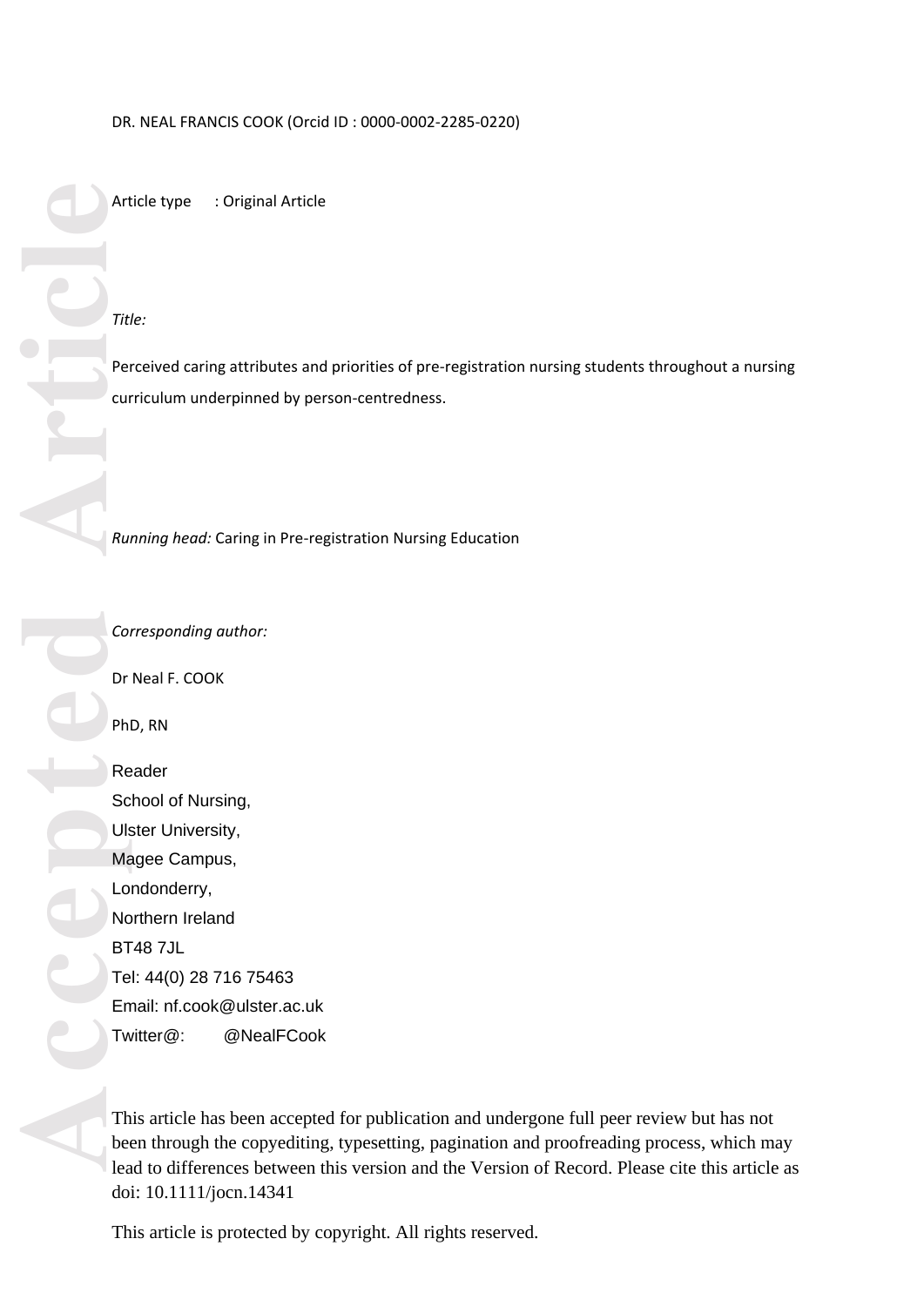DR. NEAL FRANCIS COOK (Orcid ID : 0000-0002-2285-0220)

Article type : Original Article

*Title:*

Perceived caring attributes and priorities of pre-registration nursing students throughout a nursing curriculum underpinned by person-centredness.

*Running head:* Caring in Pre-registration Nursing Education

*Corresponding author:*

Dr Neal F. COOK

PhD, RN

Reader
School of Nursing,
Ulster University,
Magee Campus,
Londonderry,
Northern Ireland
BT48 7JL
Tel: 44(0) 28 716 75463
Email: nf.cook@ulster.ac.uk
Twitter@: @NealFCook

This article has been accepted for publication and undergone full peer review but has not been through the copyediting, typesetting, pagination and proofreading process, which may lead to differences between this version and the Version of Record. Please cite this article as doi: 10.1111/jocn.14341

This article is protected by copyright. All rights reserved.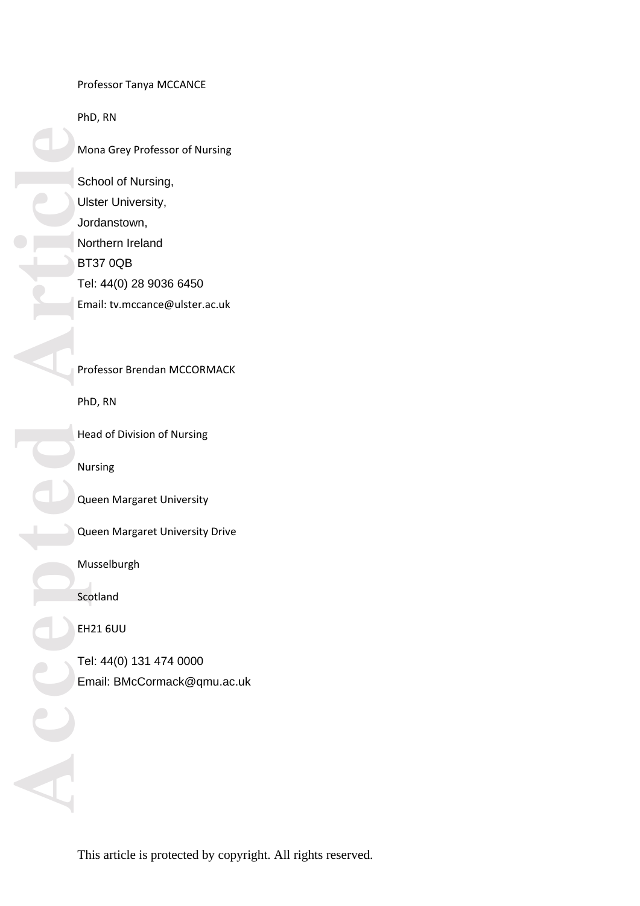Professor Tanya MCCANCE

PhD, RN

Mona Grey Professor of Nursing

School of Nursing,
Ulster University,
Jordanstown,
Northern Ireland
BT37 0QB
Tel: 44(0) 28 9036 6450
Email: tv.mccance@ulster.ac.uk

Professor Brendan MCCORMACK

PhD, RN

Head of Division of Nursing

Nursing

Queen Margaret University

Queen Margaret University Drive

Musselburgh

Scotland

EH21 6UU

Tel: 44(0) 131 474 0000
Email: BMcCormack@qmu.ac.uk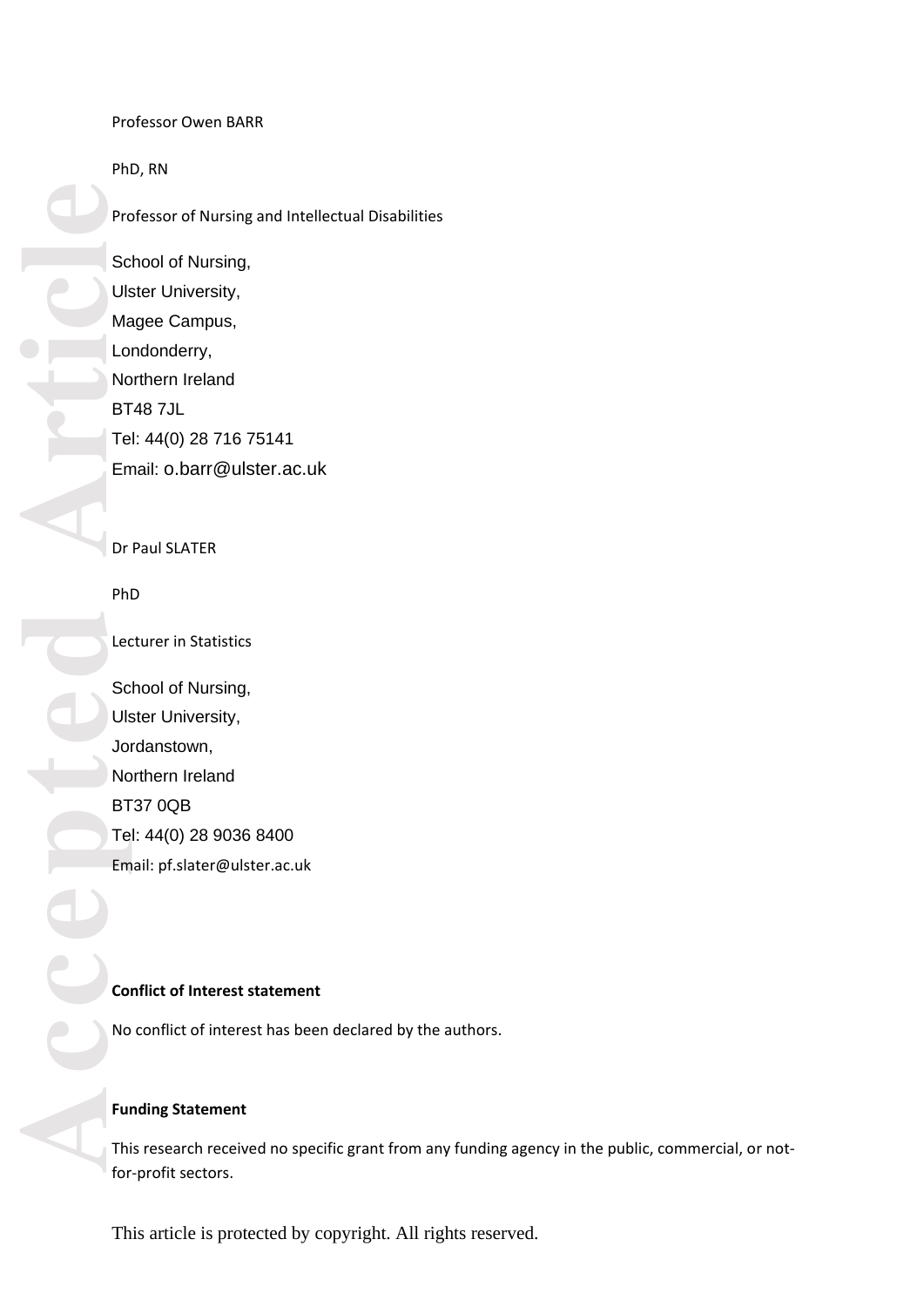Professor Owen BARR

PhD, RN

Professor of Nursing and Intellectual Disabilities

School of Nursing,
Ulster University,
Magee Campus,
Londonderry,
Northern Ireland
BT48 7JL
Tel: 44(0) 28 716 75141
Email: o.barr@ulster.ac.uk

Dr Paul SLATER

PhD

Lecturer in Statistics

School of Nursing,
Ulster University,
Jordanstown,
Northern Ireland
BT37 0QB
Tel: 44(0) 28 9036 8400
Email: pf.slater@ulster.ac.uk

**Conflict of Interest statement**

No conflict of interest has been declared by the authors.

**Funding Statement**

This research received no specific grant from any funding agency in the public, commercial, or not-for-profit sectors.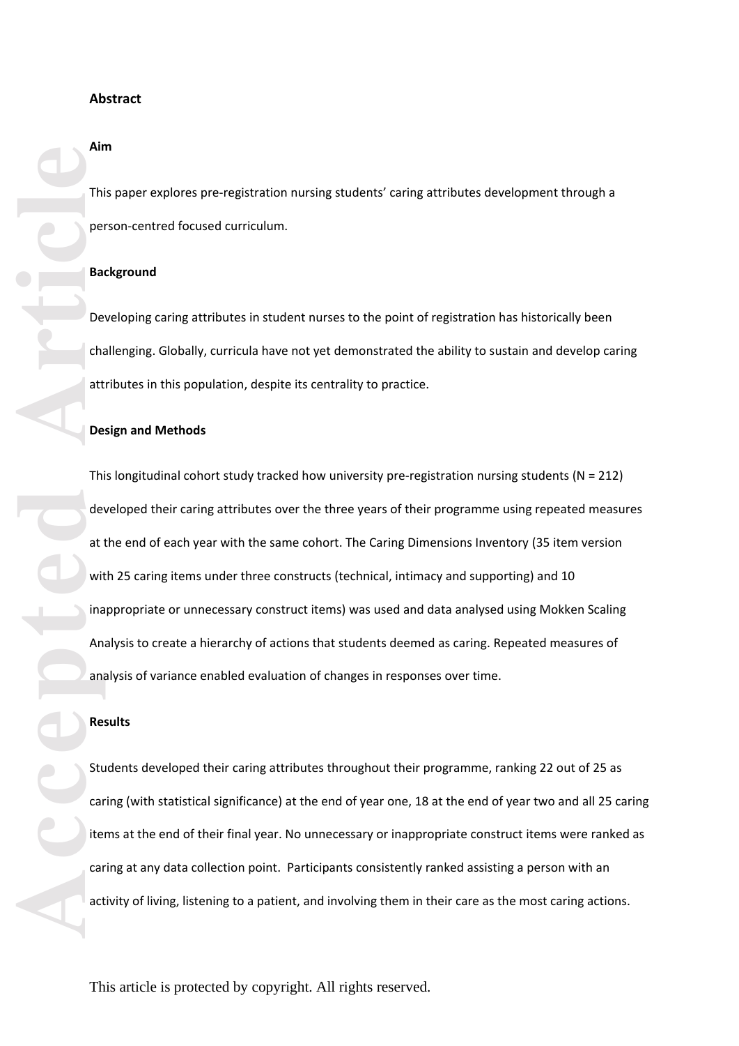## Abstract

### Aim

This paper explores pre-registration nursing students' caring attributes development through a person-centred focused curriculum.

### Background

Developing caring attributes in student nurses to the point of registration has historically been challenging. Globally, curricula have not yet demonstrated the ability to sustain and develop caring attributes in this population, despite its centrality to practice.

### Design and Methods

This longitudinal cohort study tracked how university pre-registration nursing students (N = 212) developed their caring attributes over the three years of their programme using repeated measures at the end of each year with the same cohort. The Caring Dimensions Inventory (35 item version with 25 caring items under three constructs (technical, intimacy and supporting) and 10 inappropriate or unnecessary construct items) was used and data analysed using Mokken Scaling Analysis to create a hierarchy of actions that students deemed as caring. Repeated measures of analysis of variance enabled evaluation of changes in responses over time.

### Results

Students developed their caring attributes throughout their programme, ranking 22 out of 25 as caring (with statistical significance) at the end of year one, 18 at the end of year two and all 25 caring items at the end of their final year. No unnecessary or inappropriate construct items were ranked as caring at any data collection point. Participants consistently ranked assisting a person with an activity of living, listening to a patient, and involving them in their care as the most caring actions.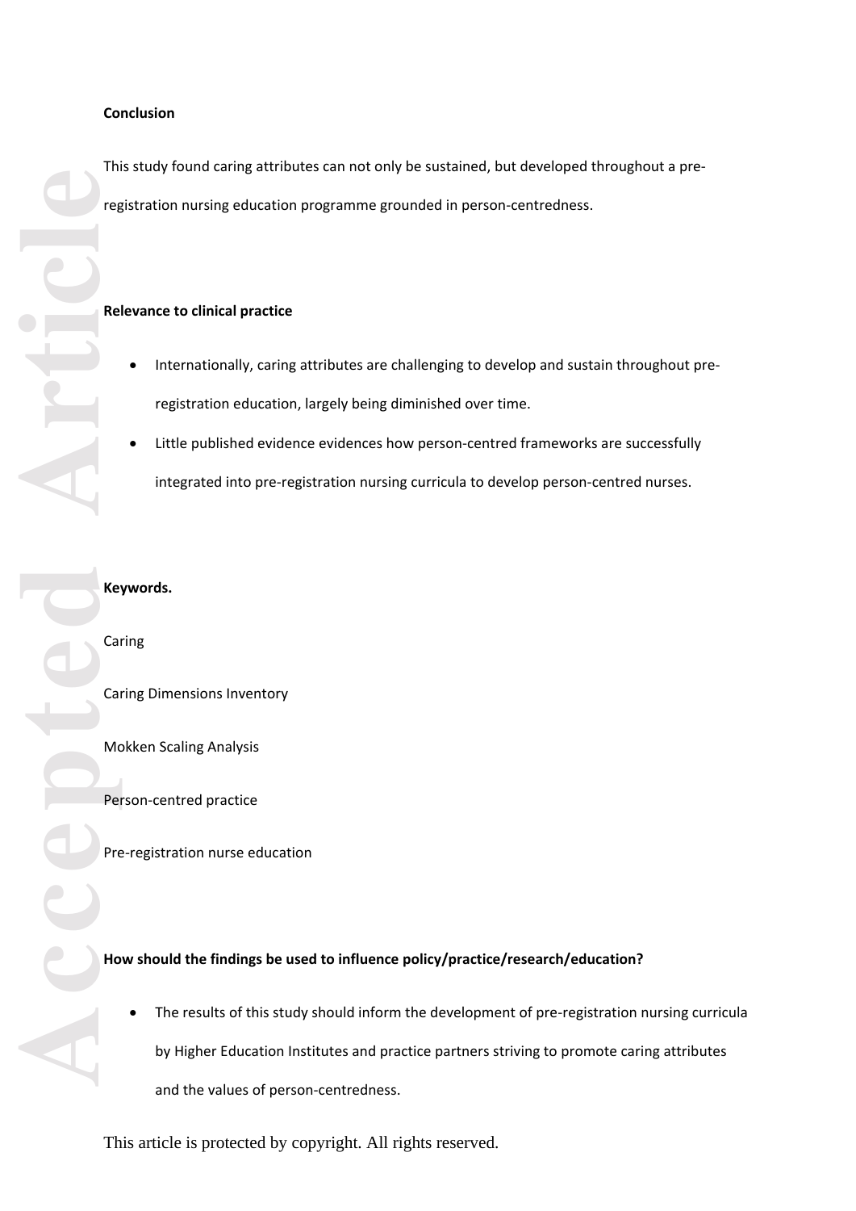**Conclusion**

This study found caring attributes can not only be sustained, but developed throughout a pre-registration nursing education programme grounded in person-centredness.

**Relevance to clinical practice**

- Internationally, caring attributes are challenging to develop and sustain throughout pre-registration education, largely being diminished over time.
- Little published evidence evidences how person-centred frameworks are successfully integrated into pre-registration nursing curricula to develop person-centred nurses.

**Keywords.**

Caring

Caring Dimensions Inventory

Mokken Scaling Analysis

Person-centred practice

Pre-registration nurse education

**How should the findings be used to influence policy/practice/research/education?**

- The results of this study should inform the development of pre-registration nursing curricula by Higher Education Institutes and practice partners striving to promote caring attributes and the values of person-centredness.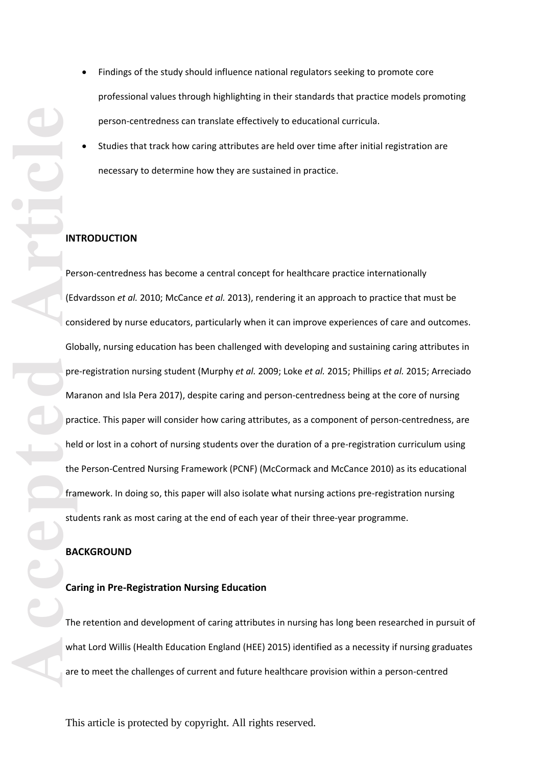- Findings of the study should influence national regulators seeking to promote core professional values through highlighting in their standards that practice models promoting person-centredness can translate effectively to educational curricula.
- Studies that track how caring attributes are held over time after initial registration are necessary to determine how they are sustained in practice.

## INTRODUCTION

Person-centredness has become a central concept for healthcare practice internationally (Edvardsson *et al.* 2010; McCance *et al.* 2013), rendering it an approach to practice that must be considered by nurse educators, particularly when it can improve experiences of care and outcomes. Globally, nursing education has been challenged with developing and sustaining caring attributes in pre-registration nursing student (Murphy *et al.* 2009; Loke *et al.* 2015; Phillips *et al.* 2015; Arreciado Maranon and Isla Pera 2017), despite caring and person-centredness being at the core of nursing practice. This paper will consider how caring attributes, as a component of person-centredness, are held or lost in a cohort of nursing students over the duration of a pre-registration curriculum using the Person-Centred Nursing Framework (PCNF) (McCormack and McCance 2010) as its educational framework. In doing so, this paper will also isolate what nursing actions pre-registration nursing students rank as most caring at the end of each year of their three-year programme.

## BACKGROUND

### Caring in Pre-Registration Nursing Education

The retention and development of caring attributes in nursing has long been researched in pursuit of what Lord Willis (Health Education England (HEE) 2015) identified as a necessity if nursing graduates are to meet the challenges of current and future healthcare provision within a person-centred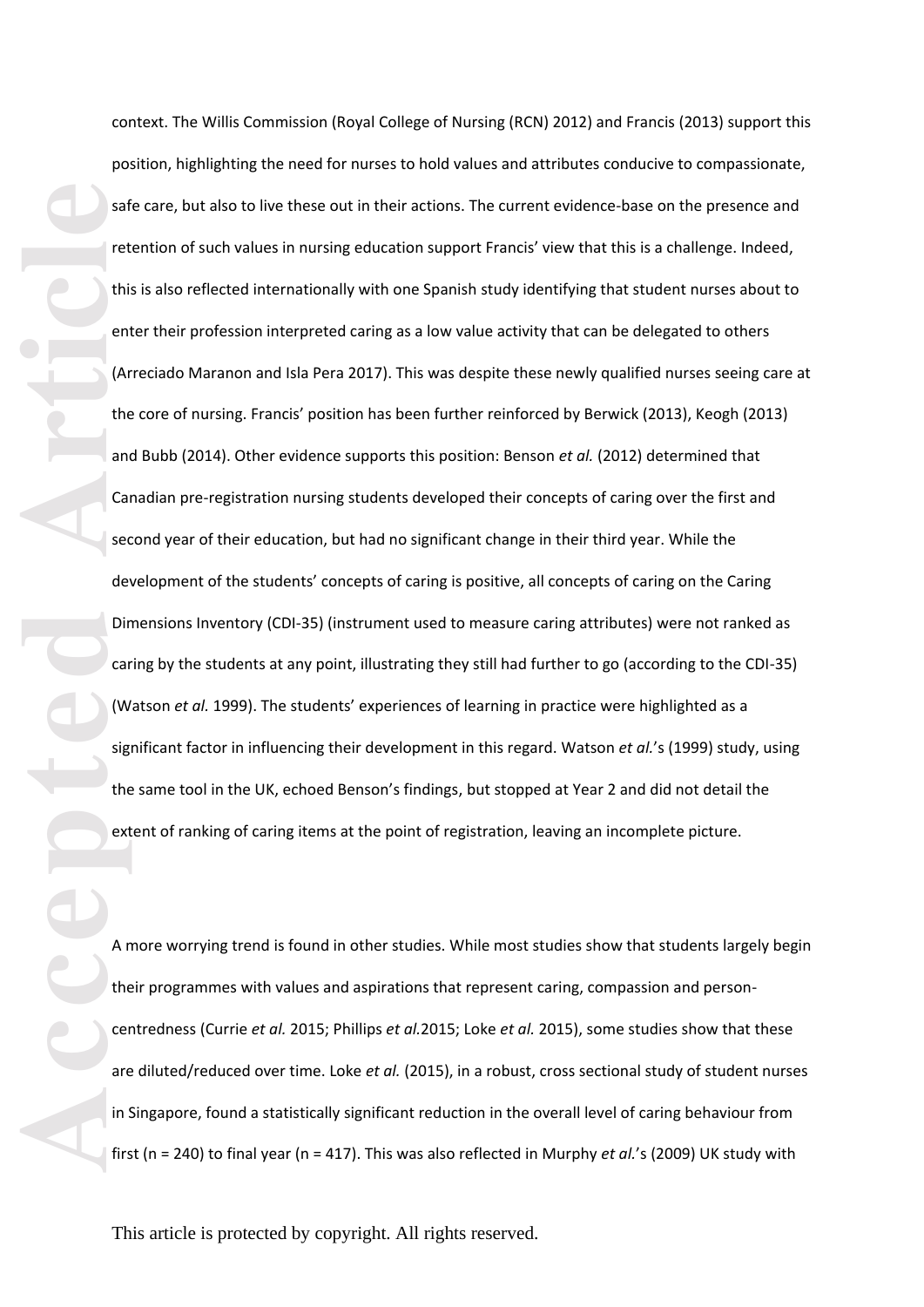context. The Willis Commission (Royal College of Nursing (RCN) 2012) and Francis (2013) support this position, highlighting the need for nurses to hold values and attributes conducive to compassionate, safe care, but also to live these out in their actions. The current evidence-base on the presence and retention of such values in nursing education support Francis' view that this is a challenge. Indeed, this is also reflected internationally with one Spanish study identifying that student nurses about to enter their profession interpreted caring as a low value activity that can be delegated to others (Arreciado Maranon and Isla Pera 2017). This was despite these newly qualified nurses seeing care at the core of nursing. Francis' position has been further reinforced by Berwick (2013), Keogh (2013) and Bubb (2014). Other evidence supports this position: Benson *et al.* (2012) determined that Canadian pre-registration nursing students developed their concepts of caring over the first and second year of their education, but had no significant change in their third year. While the development of the students' concepts of caring is positive, all concepts of caring on the Caring Dimensions Inventory (CDI-35) (instrument used to measure caring attributes) were not ranked as caring by the students at any point, illustrating they still had further to go (according to the CDI-35) (Watson *et al.* 1999). The students' experiences of learning in practice were highlighted as a significant factor in influencing their development in this regard. Watson *et al.*'s (1999) study, using the same tool in the UK, echoed Benson's findings, but stopped at Year 2 and did not detail the extent of ranking of caring items at the point of registration, leaving an incomplete picture.

A more worrying trend is found in other studies. While most studies show that students largely begin their programmes with values and aspirations that represent caring, compassion and person-centredness (Currie *et al.* 2015; Phillips *et al.*2015; Loke *et al.* 2015), some studies show that these are diluted/reduced over time. Loke *et al.* (2015), in a robust, cross sectional study of student nurses in Singapore, found a statistically significant reduction in the overall level of caring behaviour from first (n = 240) to final year (n = 417). This was also reflected in Murphy *et al.*'s (2009) UK study with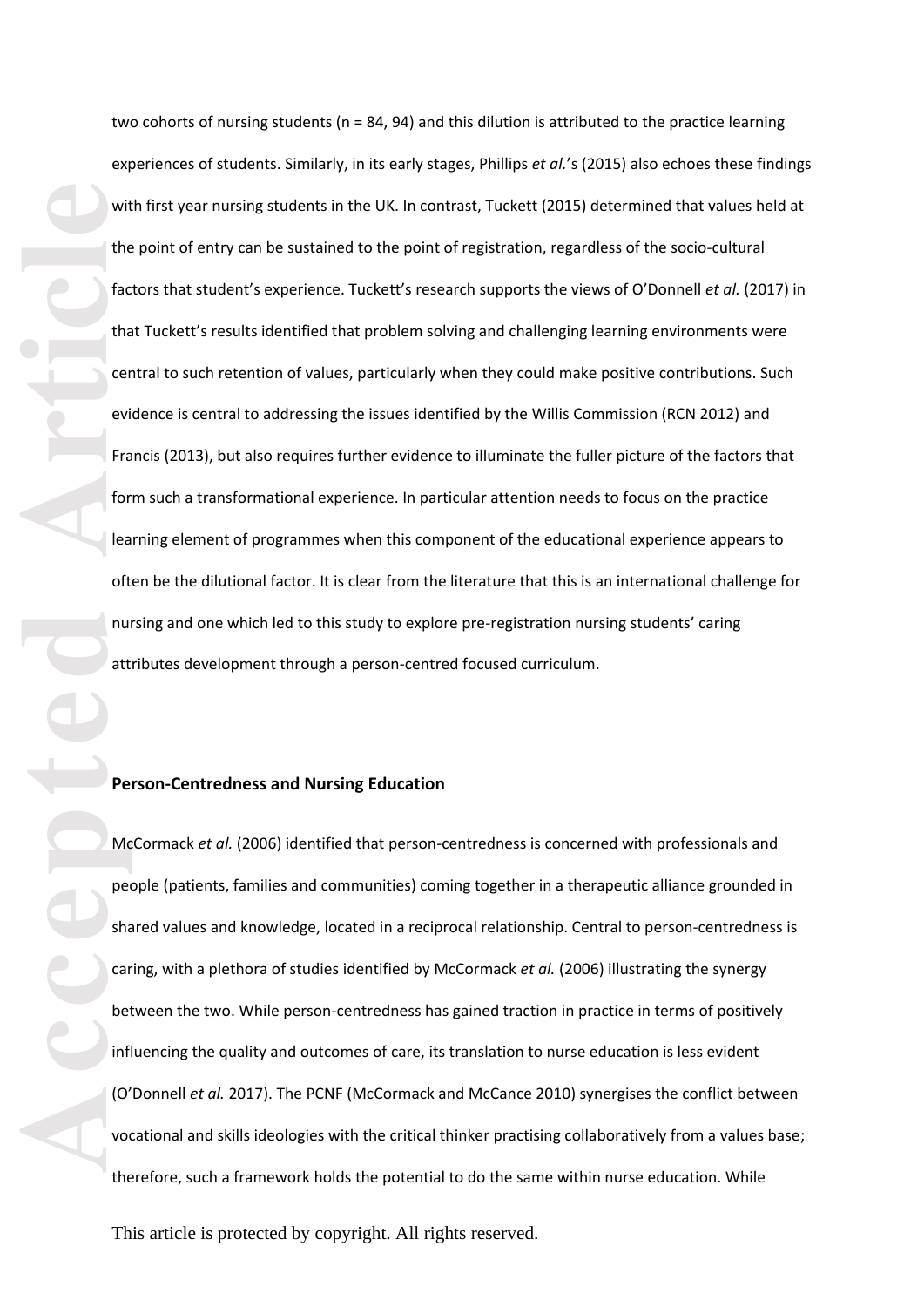two cohorts of nursing students (n = 84, 94) and this dilution is attributed to the practice learning experiences of students. Similarly, in its early stages, Phillips *et al.*'s (2015) also echoes these findings with first year nursing students in the UK. In contrast, Tuckett (2015) determined that values held at the point of entry can be sustained to the point of registration, regardless of the socio-cultural factors that student's experience. Tuckett's research supports the views of O'Donnell *et al.* (2017) in that Tuckett's results identified that problem solving and challenging learning environments were central to such retention of values, particularly when they could make positive contributions. Such evidence is central to addressing the issues identified by the Willis Commission (RCN 2012) and Francis (2013), but also requires further evidence to illuminate the fuller picture of the factors that form such a transformational experience. In particular attention needs to focus on the practice learning element of programmes when this component of the educational experience appears to often be the dilutional factor. It is clear from the literature that this is an international challenge for nursing and one which led to this study to explore pre-registration nursing students' caring attributes development through a person-centred focused curriculum.

**Person-Centredness and Nursing Education**

McCormack *et al.* (2006) identified that person-centredness is concerned with professionals and people (patients, families and communities) coming together in a therapeutic alliance grounded in shared values and knowledge, located in a reciprocal relationship. Central to person-centredness is caring, with a plethora of studies identified by McCormack *et al.* (2006) illustrating the synergy between the two. While person-centredness has gained traction in practice in terms of positively influencing the quality and outcomes of care, its translation to nurse education is less evident (O'Donnell *et al.* 2017). The PCNF (McCormack and McCance 2010) synergises the conflict between vocational and skills ideologies with the critical thinker practising collaboratively from a values base; therefore, such a framework holds the potential to do the same within nurse education. While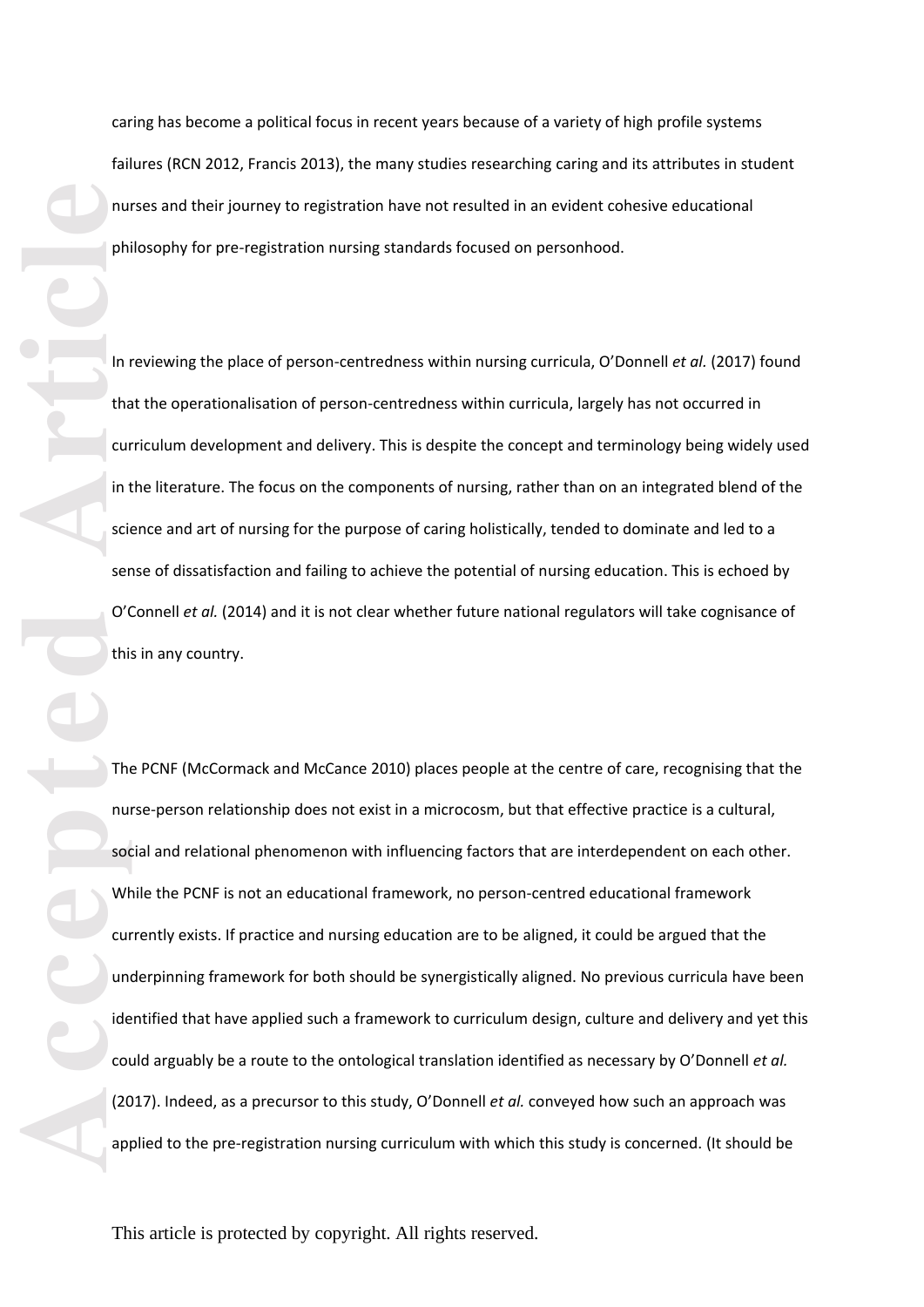caring has become a political focus in recent years because of a variety of high profile systems failures (RCN 2012, Francis 2013), the many studies researching caring and its attributes in student nurses and their journey to registration have not resulted in an evident cohesive educational philosophy for pre-registration nursing standards focused on personhood.

In reviewing the place of person-centredness within nursing curricula, O'Donnell *et al.* (2017) found that the operationalisation of person-centredness within curricula, largely has not occurred in curriculum development and delivery. This is despite the concept and terminology being widely used in the literature. The focus on the components of nursing, rather than on an integrated blend of the science and art of nursing for the purpose of caring holistically, tended to dominate and led to a sense of dissatisfaction and failing to achieve the potential of nursing education. This is echoed by O'Connell *et al.* (2014) and it is not clear whether future national regulators will take cognisance of this in any country.

The PCNF (McCormack and McCance 2010) places people at the centre of care, recognising that the nurse-person relationship does not exist in a microcosm, but that effective practice is a cultural, social and relational phenomenon with influencing factors that are interdependent on each other. While the PCNF is not an educational framework, no person-centred educational framework currently exists. If practice and nursing education are to be aligned, it could be argued that the underpinning framework for both should be synergistically aligned. No previous curricula have been identified that have applied such a framework to curriculum design, culture and delivery and yet this could arguably be a route to the ontological translation identified as necessary by O'Donnell *et al.* (2017). Indeed, as a precursor to this study, O'Donnell *et al.* conveyed how such an approach was applied to the pre-registration nursing curriculum with which this study is concerned. (It should be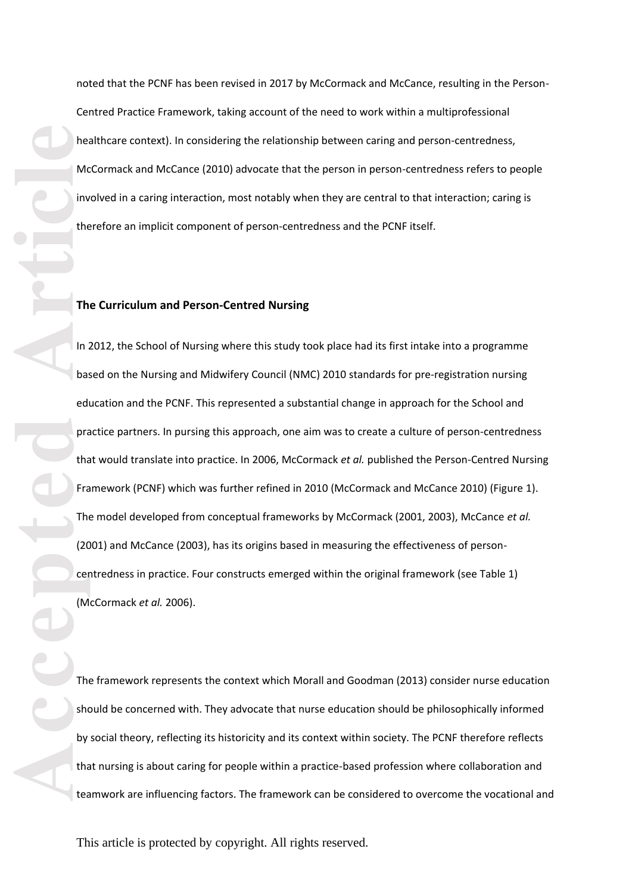noted that the PCNF has been revised in 2017 by McCormack and McCance, resulting in the Person-Centred Practice Framework, taking account of the need to work within a multiprofessional healthcare context). In considering the relationship between caring and person-centredness, McCormack and McCance (2010) advocate that the person in person-centredness refers to people involved in a caring interaction, most notably when they are central to that interaction; caring is therefore an implicit component of person-centredness and the PCNF itself.

**The Curriculum and Person-Centred Nursing**

In 2012, the School of Nursing where this study took place had its first intake into a programme based on the Nursing and Midwifery Council (NMC) 2010 standards for pre-registration nursing education and the PCNF. This represented a substantial change in approach for the School and practice partners. In pursing this approach, one aim was to create a culture of person-centredness that would translate into practice. In 2006, McCormack *et al.* published the Person-Centred Nursing Framework (PCNF) which was further refined in 2010 (McCormack and McCance 2010) (Figure 1). The model developed from conceptual frameworks by McCormack (2001, 2003), McCance *et al.* (2001) and McCance (2003), has its origins based in measuring the effectiveness of person-centredness in practice. Four constructs emerged within the original framework (see Table 1) (McCormack *et al.* 2006).

The framework represents the context which Morall and Goodman (2013) consider nurse education should be concerned with. They advocate that nurse education should be philosophically informed by social theory, reflecting its historicity and its context within society. The PCNF therefore reflects that nursing is about caring for people within a practice-based profession where collaboration and teamwork are influencing factors. The framework can be considered to overcome the vocational and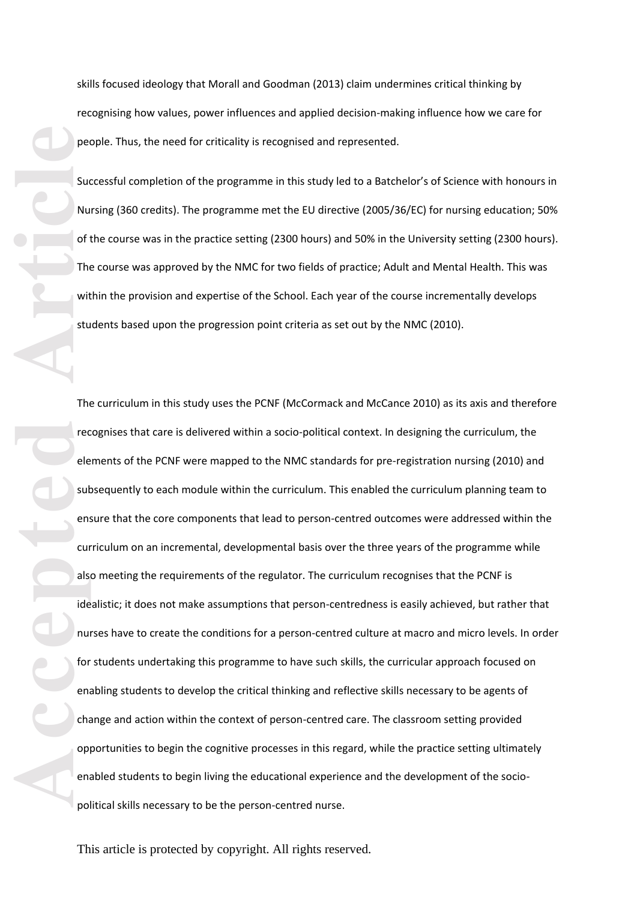skills focused ideology that Morall and Goodman (2013) claim undermines critical thinking by recognising how values, power influences and applied decision-making influence how we care for people. Thus, the need for criticality is recognised and represented.

Successful completion of the programme in this study led to a Batchelor's of Science with honours in Nursing (360 credits). The programme met the EU directive (2005/36/EC) for nursing education; 50% of the course was in the practice setting (2300 hours) and 50% in the University setting (2300 hours). The course was approved by the NMC for two fields of practice; Adult and Mental Health. This was within the provision and expertise of the School. Each year of the course incrementally develops students based upon the progression point criteria as set out by the NMC (2010).

The curriculum in this study uses the PCNF (McCormack and McCance 2010) as its axis and therefore recognises that care is delivered within a socio-political context. In designing the curriculum, the elements of the PCNF were mapped to the NMC standards for pre-registration nursing (2010) and subsequently to each module within the curriculum. This enabled the curriculum planning team to ensure that the core components that lead to person-centred outcomes were addressed within the curriculum on an incremental, developmental basis over the three years of the programme while also meeting the requirements of the regulator. The curriculum recognises that the PCNF is idealistic; it does not make assumptions that person-centredness is easily achieved, but rather that nurses have to create the conditions for a person-centred culture at macro and micro levels. In order for students undertaking this programme to have such skills, the curricular approach focused on enabling students to develop the critical thinking and reflective skills necessary to be agents of change and action within the context of person-centred care. The classroom setting provided opportunities to begin the cognitive processes in this regard, while the practice setting ultimately enabled students to begin living the educational experience and the development of the socio-political skills necessary to be the person-centred nurse.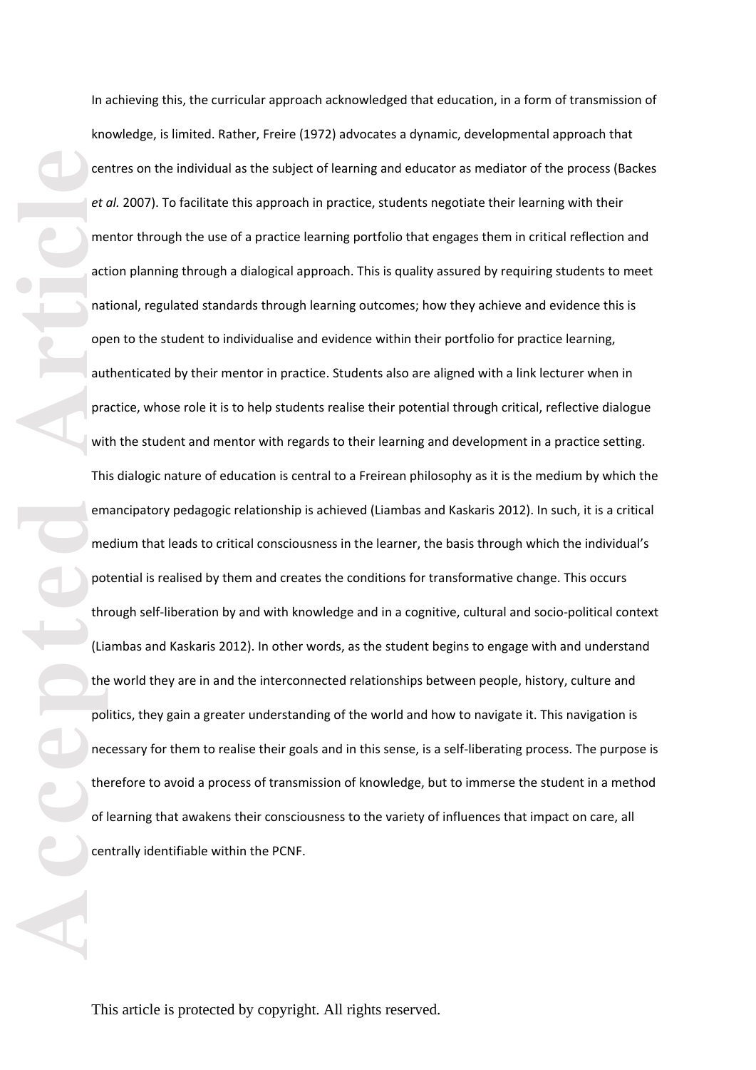In achieving this, the curricular approach acknowledged that education, in a form of transmission of knowledge, is limited. Rather, Freire (1972) advocates a dynamic, developmental approach that centres on the individual as the subject of learning and educator as mediator of the process (Backes *et al.* 2007). To facilitate this approach in practice, students negotiate their learning with their mentor through the use of a practice learning portfolio that engages them in critical reflection and action planning through a dialogical approach. This is quality assured by requiring students to meet national, regulated standards through learning outcomes; how they achieve and evidence this is open to the student to individualise and evidence within their portfolio for practice learning, authenticated by their mentor in practice. Students also are aligned with a link lecturer when in practice, whose role it is to help students realise their potential through critical, reflective dialogue with the student and mentor with regards to their learning and development in a practice setting. This dialogic nature of education is central to a Freirean philosophy as it is the medium by which the emancipatory pedagogic relationship is achieved (Liambas and Kaskaris 2012). In such, it is a critical medium that leads to critical consciousness in the learner, the basis through which the individual's potential is realised by them and creates the conditions for transformative change. This occurs through self-liberation by and with knowledge and in a cognitive, cultural and socio-political context (Liambas and Kaskaris 2012). In other words, as the student begins to engage with and understand the world they are in and the interconnected relationships between people, history, culture and politics, they gain a greater understanding of the world and how to navigate it. This navigation is necessary for them to realise their goals and in this sense, is a self-liberating process. The purpose is therefore to avoid a process of transmission of knowledge, but to immerse the student in a method of learning that awakens their consciousness to the variety of influences that impact on care, all centrally identifiable within the PCNF.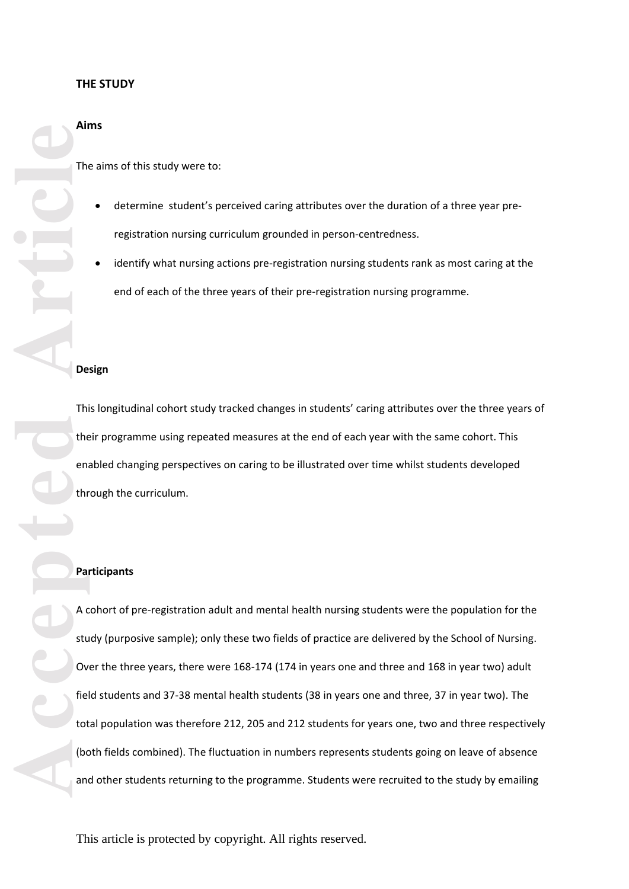## THE STUDY

### Aims

The aims of this study were to:

- determine student's perceived caring attributes over the duration of a three year pre-registration nursing curriculum grounded in person-centredness.
- identify what nursing actions pre-registration nursing students rank as most caring at the end of each of the three years of their pre-registration nursing programme.

### Design

This longitudinal cohort study tracked changes in students' caring attributes over the three years of their programme using repeated measures at the end of each year with the same cohort. This enabled changing perspectives on caring to be illustrated over time whilst students developed through the curriculum.

### Participants

A cohort of pre-registration adult and mental health nursing students were the population for the study (purposive sample); only these two fields of practice are delivered by the School of Nursing. Over the three years, there were 168-174 (174 in years one and three and 168 in year two) adult field students and 37-38 mental health students (38 in years one and three, 37 in year two). The total population was therefore 212, 205 and 212 students for years one, two and three respectively (both fields combined). The fluctuation in numbers represents students going on leave of absence and other students returning to the programme. Students were recruited to the study by emailing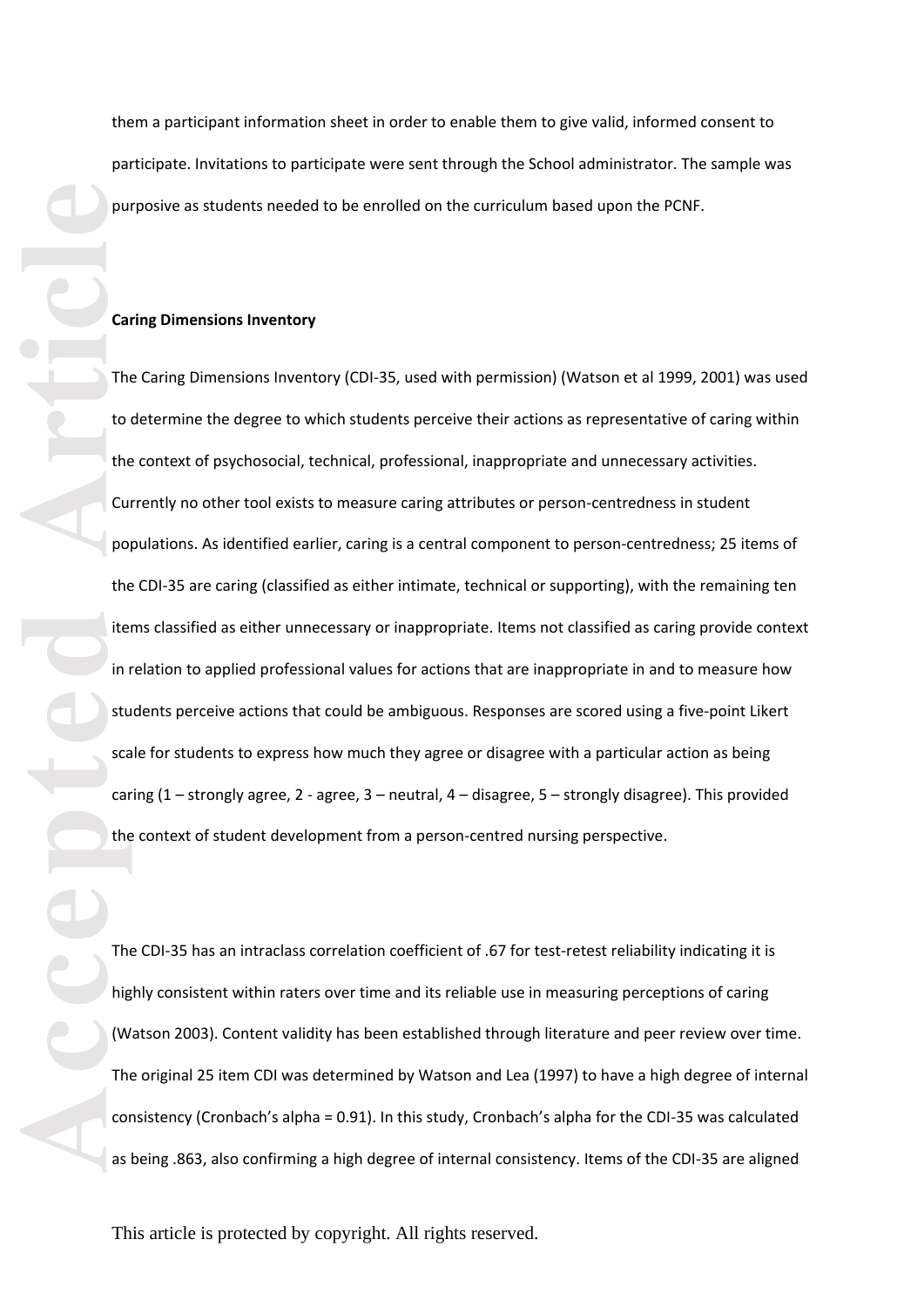them a participant information sheet in order to enable them to give valid, informed consent to participate. Invitations to participate were sent through the School administrator. The sample was purposive as students needed to be enrolled on the curriculum based upon the PCNF.

**Caring Dimensions Inventory**

The Caring Dimensions Inventory (CDI-35, used with permission) (Watson et al 1999, 2001) was used to determine the degree to which students perceive their actions as representative of caring within the context of psychosocial, technical, professional, inappropriate and unnecessary activities. Currently no other tool exists to measure caring attributes or person-centredness in student populations. As identified earlier, caring is a central component to person-centredness; 25 items of the CDI-35 are caring (classified as either intimate, technical or supporting), with the remaining ten items classified as either unnecessary or inappropriate. Items not classified as caring provide context in relation to applied professional values for actions that are inappropriate in and to measure how students perceive actions that could be ambiguous. Responses are scored using a five-point Likert scale for students to express how much they agree or disagree with a particular action as being caring (1 – strongly agree, 2 - agree, 3 – neutral, 4 – disagree, 5 – strongly disagree). This provided the context of student development from a person-centred nursing perspective.

The CDI-35 has an intraclass correlation coefficient of .67 for test-retest reliability indicating it is highly consistent within raters over time and its reliable use in measuring perceptions of caring (Watson 2003). Content validity has been established through literature and peer review over time. The original 25 item CDI was determined by Watson and Lea (1997) to have a high degree of internal consistency (Cronbach's alpha = 0.91). In this study, Cronbach's alpha for the CDI-35 was calculated as being .863, also confirming a high degree of internal consistency. Items of the CDI-35 are aligned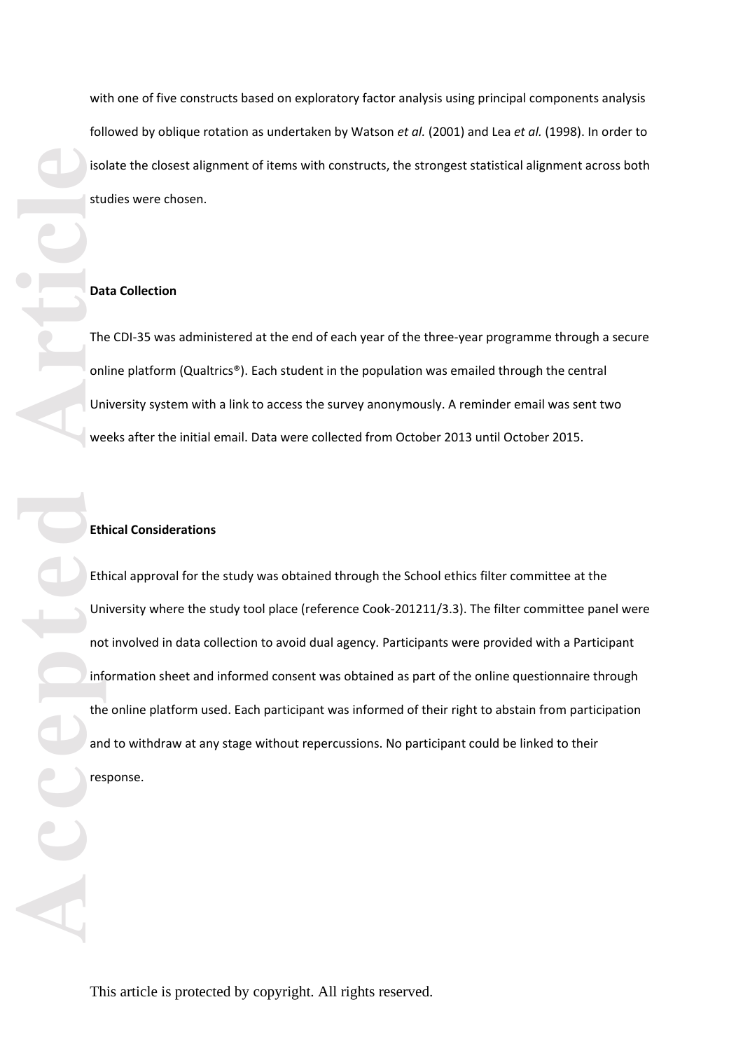with one of five constructs based on exploratory factor analysis using principal components analysis followed by oblique rotation as undertaken by Watson *et al.* (2001) and Lea *et al.* (1998). In order to isolate the closest alignment of items with constructs, the strongest statistical alignment across both studies were chosen.

**Data Collection**

The CDI-35 was administered at the end of each year of the three-year programme through a secure online platform (Qualtrics®). Each student in the population was emailed through the central University system with a link to access the survey anonymously. A reminder email was sent two weeks after the initial email. Data were collected from October 2013 until October 2015.

**Ethical Considerations**

Ethical approval for the study was obtained through the School ethics filter committee at the University where the study tool place (reference Cook-201211/3.3). The filter committee panel were not involved in data collection to avoid dual agency. Participants were provided with a Participant information sheet and informed consent was obtained as part of the online questionnaire through the online platform used. Each participant was informed of their right to abstain from participation and to withdraw at any stage without repercussions. No participant could be linked to their response.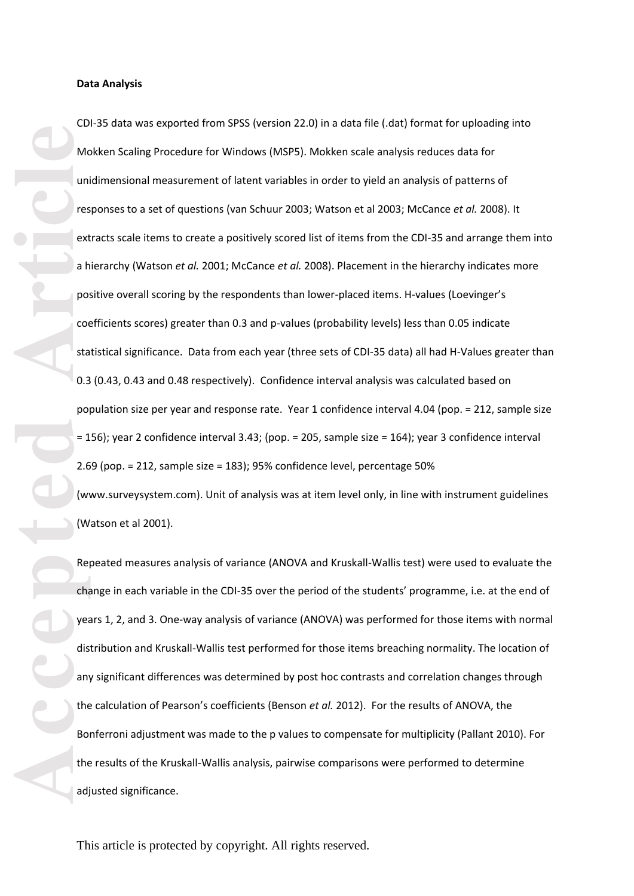**Data Analysis**

CDI-35 data was exported from SPSS (version 22.0) in a data file (.dat) format for uploading into Mokken Scaling Procedure for Windows (MSP5). Mokken scale analysis reduces data for unidimensional measurement of latent variables in order to yield an analysis of patterns of responses to a set of questions (van Schuur 2003; Watson et al 2003; McCance *et al.* 2008). It extracts scale items to create a positively scored list of items from the CDI-35 and arrange them into a hierarchy (Watson *et al.* 2001; McCance *et al.* 2008). Placement in the hierarchy indicates more positive overall scoring by the respondents than lower-placed items. H-values (Loevinger's coefficients scores) greater than 0.3 and p-values (probability levels) less than 0.05 indicate statistical significance. Data from each year (three sets of CDI-35 data) all had H-Values greater than 0.3 (0.43, 0.43 and 0.48 respectively). Confidence interval analysis was calculated based on population size per year and response rate. Year 1 confidence interval 4.04 (pop. = 212, sample size = 156); year 2 confidence interval 3.43; (pop. = 205, sample size = 164); year 3 confidence interval 2.69 (pop. = 212, sample size = 183); 95% confidence level, percentage 50% (www.surveysystem.com). Unit of analysis was at item level only, in line with instrument guidelines (Watson et al 2001).

Repeated measures analysis of variance (ANOVA and Kruskall-Wallis test) were used to evaluate the change in each variable in the CDI-35 over the period of the students' programme, i.e. at the end of years 1, 2, and 3. One-way analysis of variance (ANOVA) was performed for those items with normal distribution and Kruskall-Wallis test performed for those items breaching normality. The location of any significant differences was determined by post hoc contrasts and correlation changes through the calculation of Pearson's coefficients (Benson *et al.* 2012). For the results of ANOVA, the Bonferroni adjustment was made to the p values to compensate for multiplicity (Pallant 2010). For the results of the Kruskall-Wallis analysis, pairwise comparisons were performed to determine adjusted significance.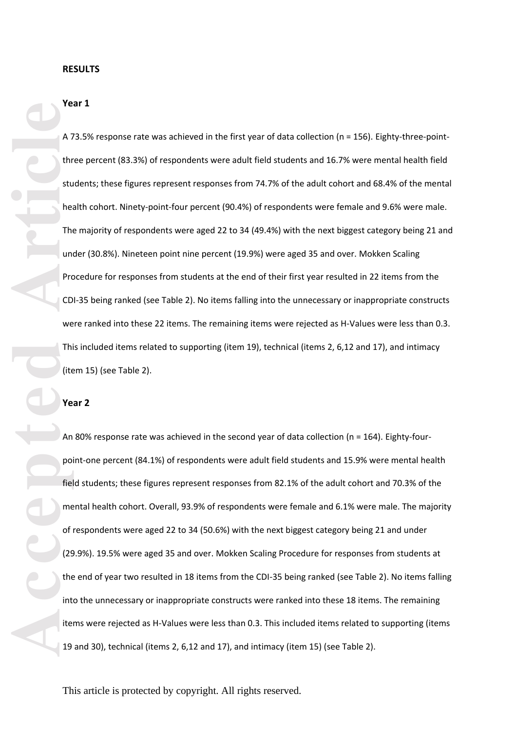## RESULTS

### Year 1

A 73.5% response rate was achieved in the first year of data collection (n = 156). Eighty-three-point-three percent (83.3%) of respondents were adult field students and 16.7% were mental health field students; these figures represent responses from 74.7% of the adult cohort and 68.4% of the mental health cohort. Ninety-point-four percent (90.4%) of respondents were female and 9.6% were male. The majority of respondents were aged 22 to 34 (49.4%) with the next biggest category being 21 and under (30.8%). Nineteen point nine percent (19.9%) were aged 35 and over. Mokken Scaling Procedure for responses from students at the end of their first year resulted in 22 items from the CDI-35 being ranked (see Table 2). No items falling into the unnecessary or inappropriate constructs were ranked into these 22 items. The remaining items were rejected as H-Values were less than 0.3. This included items related to supporting (item 19), technical (items 2, 6,12 and 17), and intimacy (item 15) (see Table 2).

### Year 2

An 80% response rate was achieved in the second year of data collection (n = 164). Eighty-four-point-one percent (84.1%) of respondents were adult field students and 15.9% were mental health field students; these figures represent responses from 82.1% of the adult cohort and 70.3% of the mental health cohort. Overall, 93.9% of respondents were female and 6.1% were male. The majority of respondents were aged 22 to 34 (50.6%) with the next biggest category being 21 and under (29.9%). 19.5% were aged 35 and over. Mokken Scaling Procedure for responses from students at the end of year two resulted in 18 items from the CDI-35 being ranked (see Table 2). No items falling into the unnecessary or inappropriate constructs were ranked into these 18 items. The remaining items were rejected as H-Values were less than 0.3. This included items related to supporting (items 19 and 30), technical (items 2, 6,12 and 17), and intimacy (item 15) (see Table 2).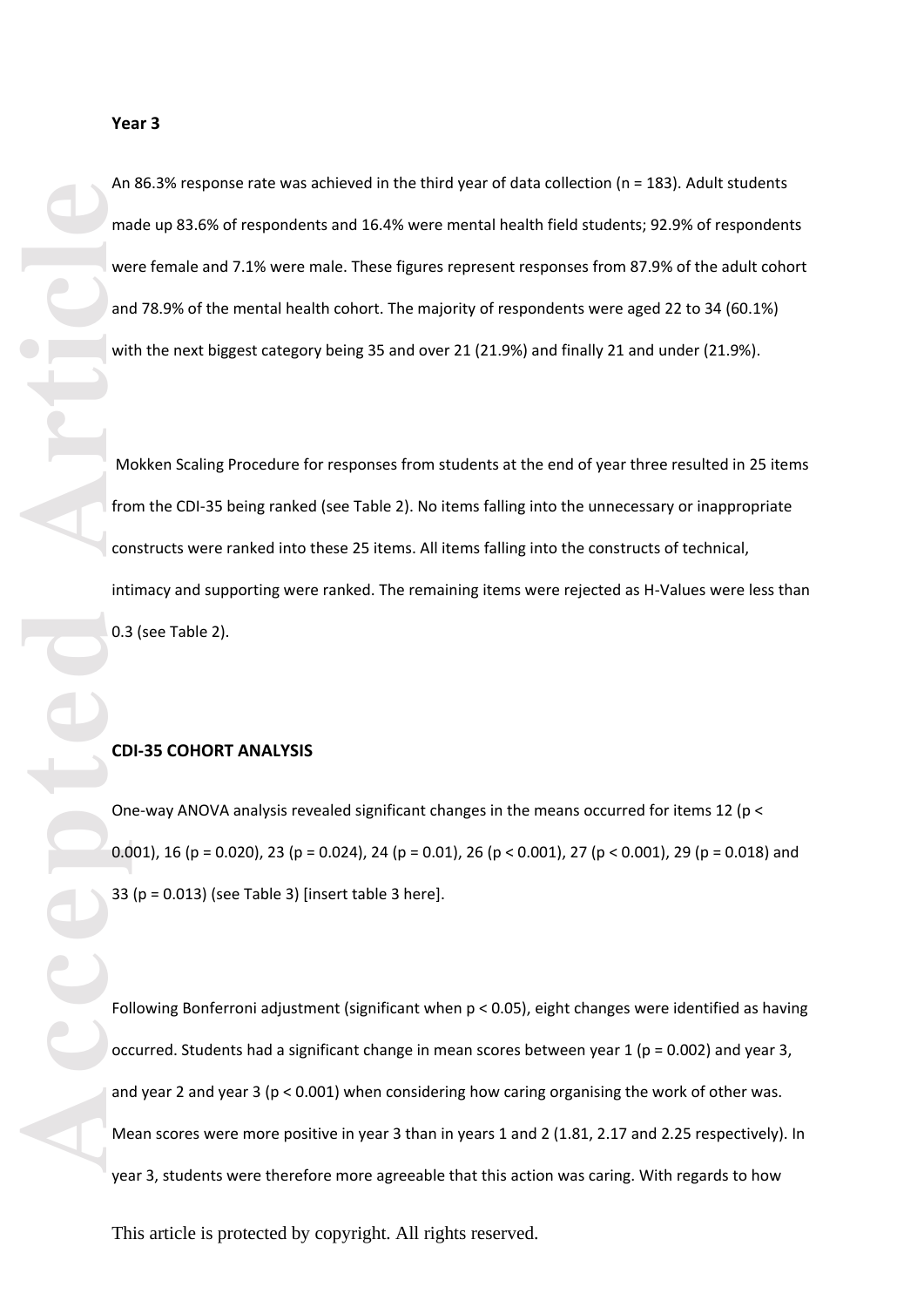**Year 3**

An 86.3% response rate was achieved in the third year of data collection (n = 183). Adult students made up 83.6% of respondents and 16.4% were mental health field students; 92.9% of respondents were female and 7.1% were male. These figures represent responses from 87.9% of the adult cohort and 78.9% of the mental health cohort. The majority of respondents were aged 22 to 34 (60.1%) with the next biggest category being 35 and over 21 (21.9%) and finally 21 and under (21.9%).

Mokken Scaling Procedure for responses from students at the end of year three resulted in 25 items from the CDI-35 being ranked (see Table 2). No items falling into the unnecessary or inappropriate constructs were ranked into these 25 items. All items falling into the constructs of technical, intimacy and supporting were ranked. The remaining items were rejected as H-Values were less than 0.3 (see Table 2).

**CDI-35 COHORT ANALYSIS**

One-way ANOVA analysis revealed significant changes in the means occurred for items 12 ($p < 0.001$), 16 ($p = 0.020$), 23 ($p = 0.024$), 24 ($p = 0.01$), 26 ($p < 0.001$), 27 ($p < 0.001$), 29 ($p = 0.018$) and 33 ($p = 0.013$) (see Table 3) [insert table 3 here].

Following Bonferroni adjustment (significant when $p < 0.05$), eight changes were identified as having occurred. Students had a significant change in mean scores between year 1 ($p = 0.002$) and year 3, and year 2 and year 3 ($p < 0.001$) when considering how caring organising the work of other was. Mean scores were more positive in year 3 than in years 1 and 2 (1.81, 2.17 and 2.25 respectively). In year 3, students were therefore more agreeable that this action was caring. With regards to how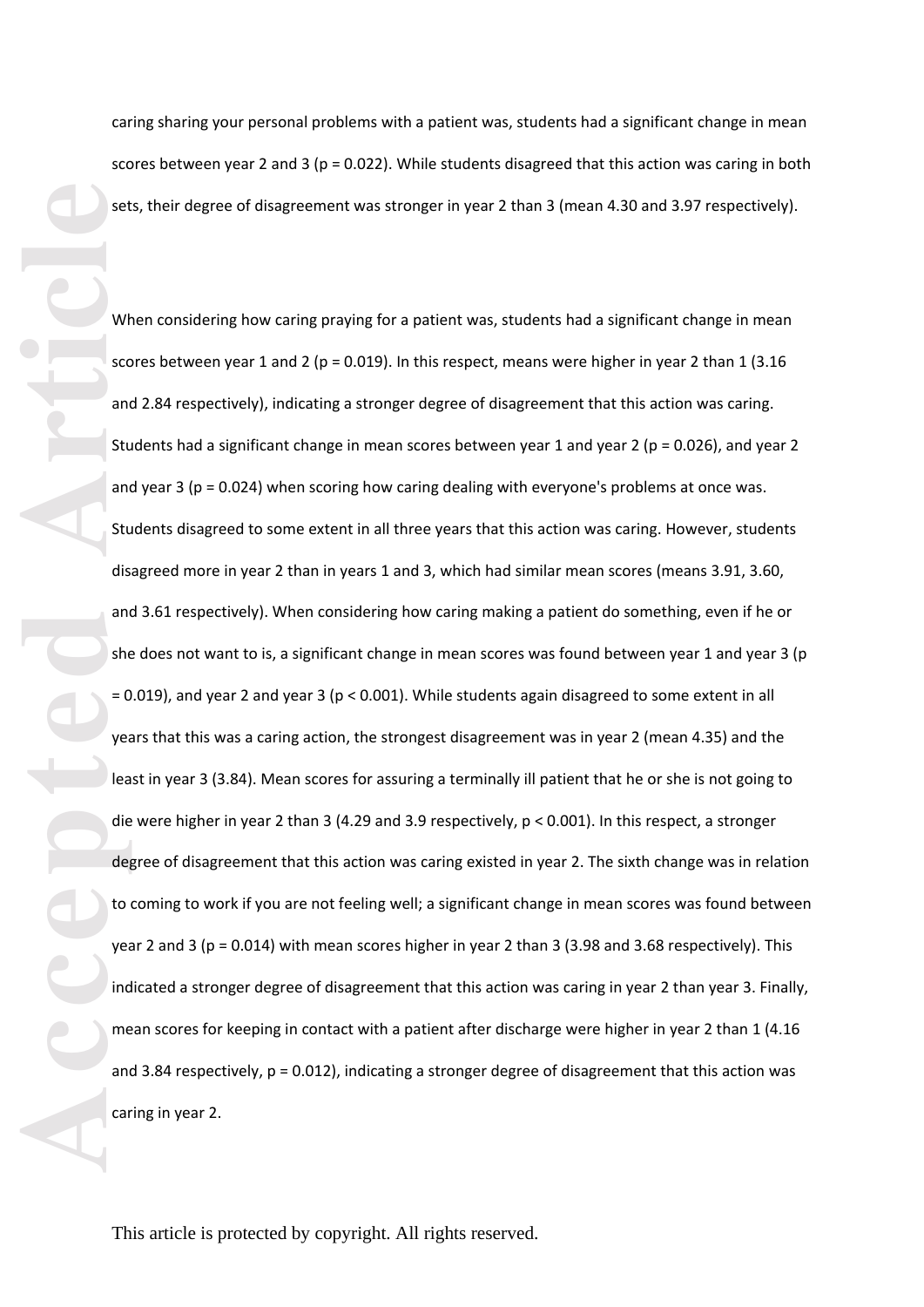caring sharing your personal problems with a patient was, students had a significant change in mean scores between year 2 and 3 ($p = 0.022$). While students disagreed that this action was caring in both sets, their degree of disagreement was stronger in year 2 than 3 (mean 4.30 and 3.97 respectively).

When considering how caring praying for a patient was, students had a significant change in mean scores between year 1 and 2 ($p = 0.019$). In this respect, means were higher in year 2 than 1 (3.16 and 2.84 respectively), indicating a stronger degree of disagreement that this action was caring. Students had a significant change in mean scores between year 1 and year 2 ($p = 0.026$), and year 2 and year 3 ($p = 0.024$) when scoring how caring dealing with everyone's problems at once was. Students disagreed to some extent in all three years that this action was caring. However, students disagreed more in year 2 than in years 1 and 3, which had similar mean scores (means 3.91, 3.60, and 3.61 respectively). When considering how caring making a patient do something, even if he or she does not want to is, a significant change in mean scores was found between year 1 and year 3 ($p = 0.019$), and year 2 and year 3 ($p < 0.001$). While students again disagreed to some extent in all years that this was a caring action, the strongest disagreement was in year 2 (mean 4.35) and the least in year 3 (3.84). Mean scores for assuring a terminally ill patient that he or she is not going to die were higher in year 2 than 3 (4.29 and 3.9 respectively, $p < 0.001$). In this respect, a stronger degree of disagreement that this action was caring existed in year 2. The sixth change was in relation to coming to work if you are not feeling well; a significant change in mean scores was found between year 2 and 3 ($p = 0.014$) with mean scores higher in year 2 than 3 (3.98 and 3.68 respectively). This indicated a stronger degree of disagreement that this action was caring in year 2 than year 3. Finally, mean scores for keeping in contact with a patient after discharge were higher in year 2 than 1 (4.16 and 3.84 respectively, $p = 0.012$), indicating a stronger degree of disagreement that this action was caring in year 2.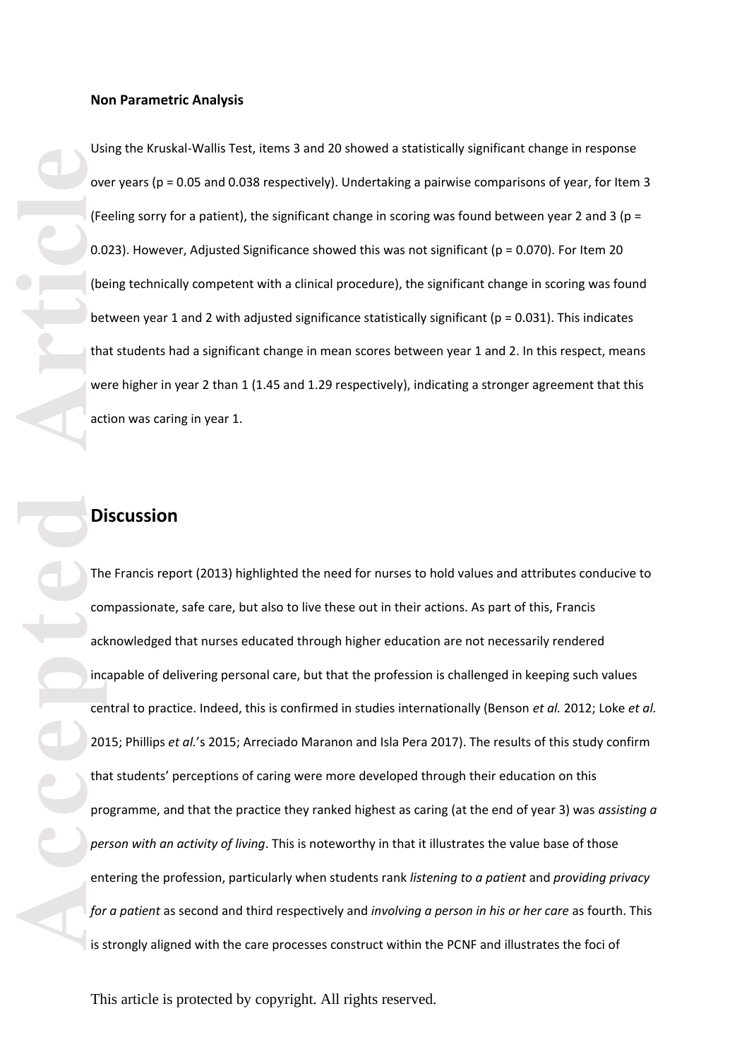**Non Parametric Analysis**

Using the Kruskal-Wallis Test, items 3 and 20 showed a statistically significant change in response over years ($p = 0.05$ and $0.038$ respectively). Undertaking a pairwise comparisons of year, for Item 3 (Feeling sorry for a patient), the significant change in scoring was found between year 2 and 3 ($p = 0.023$). However, Adjusted Significance showed this was not significant ($p = 0.070$). For Item 20 (being technically competent with a clinical procedure), the significant change in scoring was found between year 1 and 2 with adjusted significance statistically significant ($p = 0.031$). This indicates that students had a significant change in mean scores between year 1 and 2. In this respect, means were higher in year 2 than 1 (1.45 and 1.29 respectively), indicating a stronger agreement that this action was caring in year 1.

## Discussion

The Francis report (2013) highlighted the need for nurses to hold values and attributes conducive to compassionate, safe care, but also to live these out in their actions. As part of this, Francis acknowledged that nurses educated through higher education are not necessarily rendered incapable of delivering personal care, but that the profession is challenged in keeping such values central to practice. Indeed, this is confirmed in studies internationally (Benson *et al.* 2012; Loke *et al.* 2015; Phillips *et al.*'s 2015; Arreciado Maranon and Isla Pera 2017). The results of this study confirm that students' perceptions of caring were more developed through their education on this programme, and that the practice they ranked highest as caring (at the end of year 3) was *assisting a person with an activity of living*. This is noteworthy in that it illustrates the value base of those entering the profession, particularly when students rank *listening to a patient* and *providing privacy for a patient* as second and third respectively and *involving a person in his or her care* as fourth. This is strongly aligned with the care processes construct within the PCNF and illustrates the foci of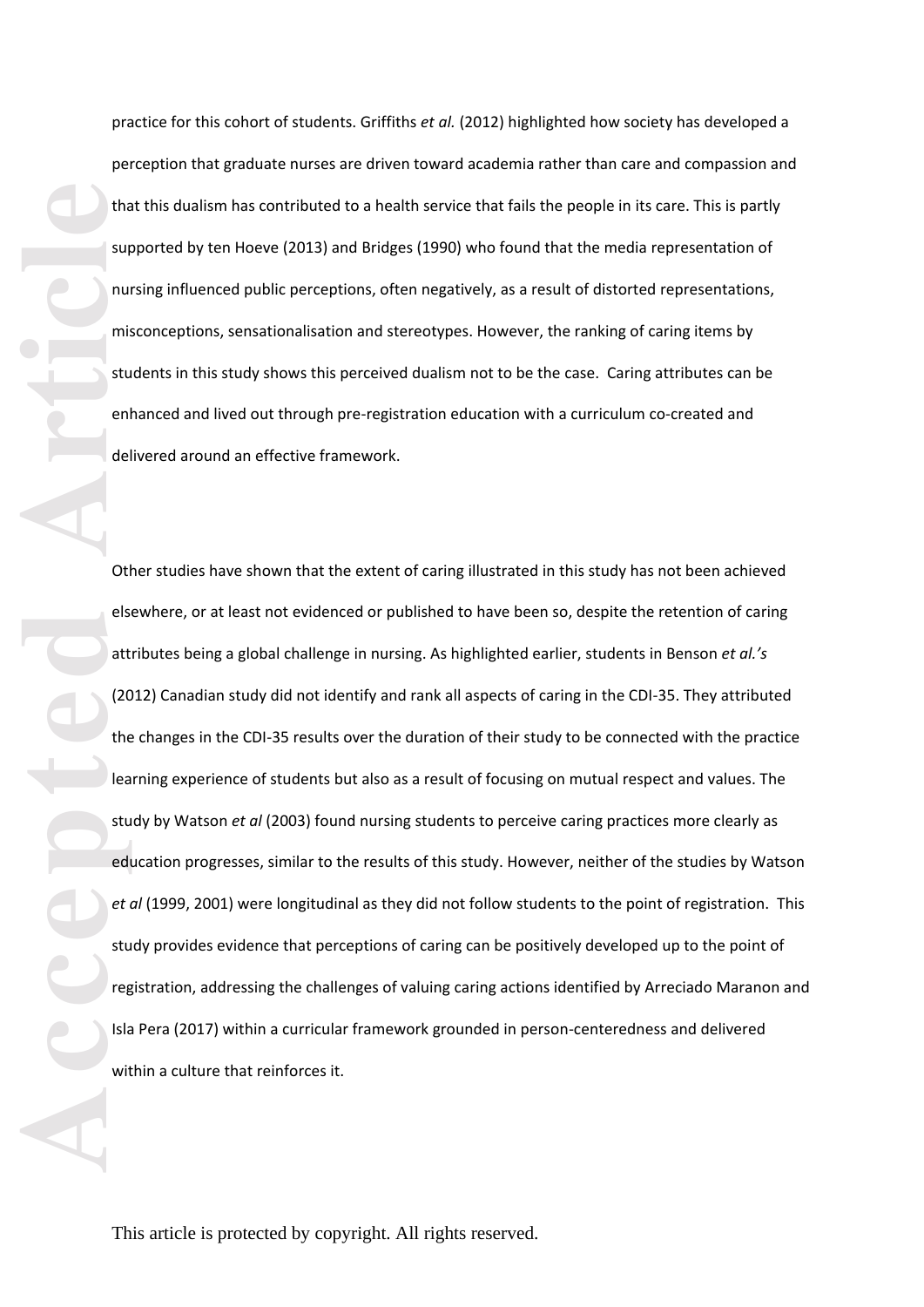practice for this cohort of students. Griffiths *et al.* (2012) highlighted how society has developed a perception that graduate nurses are driven toward academia rather than care and compassion and that this dualism has contributed to a health service that fails the people in its care. This is partly supported by ten Hoeve (2013) and Bridges (1990) who found that the media representation of nursing influenced public perceptions, often negatively, as a result of distorted representations, misconceptions, sensationalisation and stereotypes. However, the ranking of caring items by students in this study shows this perceived dualism not to be the case. Caring attributes can be enhanced and lived out through pre-registration education with a curriculum co-created and delivered around an effective framework.

Other studies have shown that the extent of caring illustrated in this study has not been achieved elsewhere, or at least not evidenced or published to have been so, despite the retention of caring attributes being a global challenge in nursing. As highlighted earlier, students in Benson *et al.'s* (2012) Canadian study did not identify and rank all aspects of caring in the CDI-35. They attributed the changes in the CDI-35 results over the duration of their study to be connected with the practice learning experience of students but also as a result of focusing on mutual respect and values. The study by Watson *et al* (2003) found nursing students to perceive caring practices more clearly as education progresses, similar to the results of this study. However, neither of the studies by Watson *et al* (1999, 2001) were longitudinal as they did not follow students to the point of registration. This study provides evidence that perceptions of caring can be positively developed up to the point of registration, addressing the challenges of valuing caring actions identified by Arreciado Maranon and Isla Pera (2017) within a curricular framework grounded in person-centeredness and delivered within a culture that reinforces it.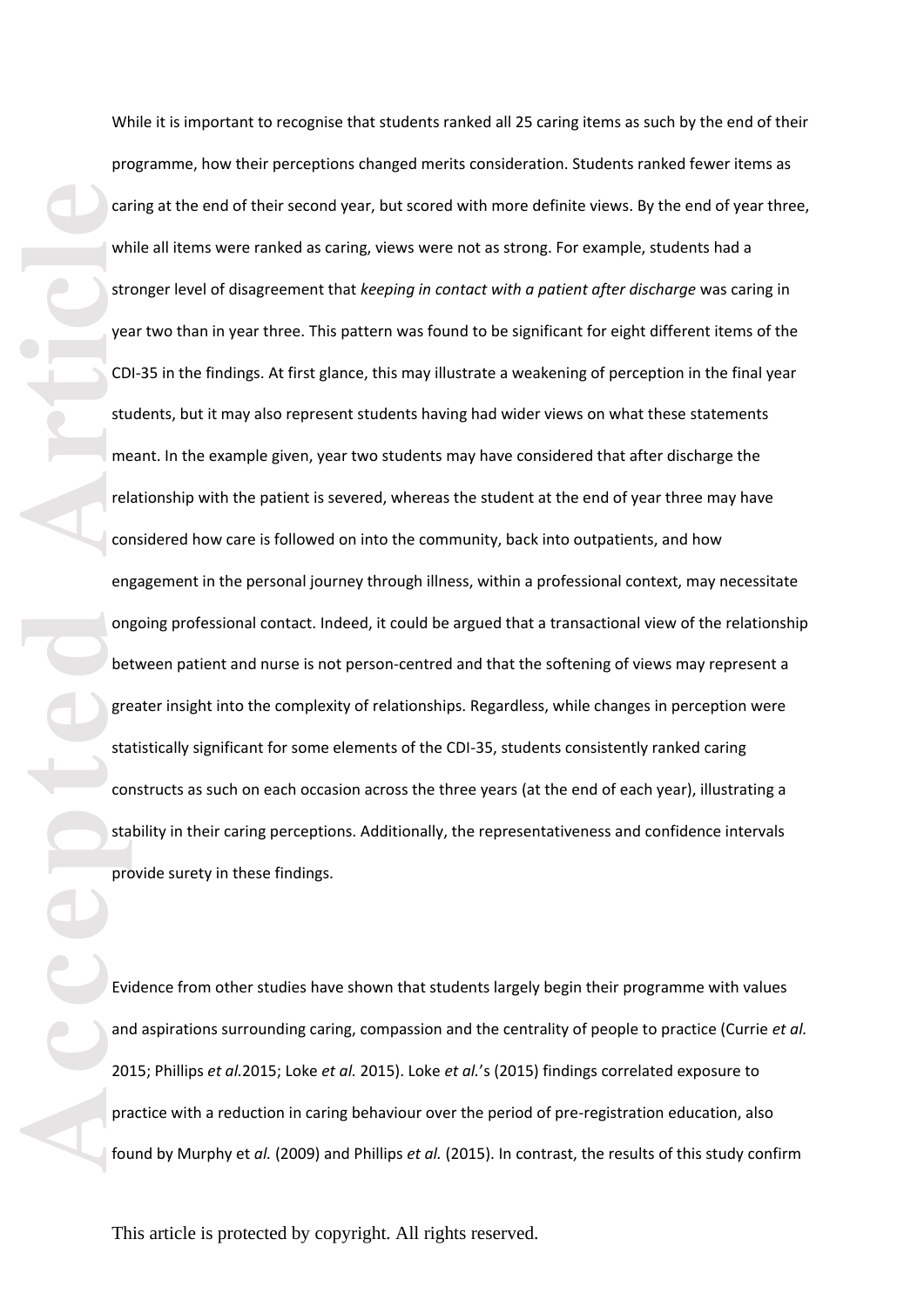While it is important to recognise that students ranked all 25 caring items as such by the end of their programme, how their perceptions changed merits consideration. Students ranked fewer items as caring at the end of their second year, but scored with more definite views. By the end of year three, while all items were ranked as caring, views were not as strong. For example, students had a stronger level of disagreement that *keeping in contact with a patient after discharge* was caring in year two than in year three. This pattern was found to be significant for eight different items of the CDI-35 in the findings. At first glance, this may illustrate a weakening of perception in the final year students, but it may also represent students having had wider views on what these statements meant. In the example given, year two students may have considered that after discharge the relationship with the patient is severed, whereas the student at the end of year three may have considered how care is followed on into the community, back into outpatients, and how engagement in the personal journey through illness, within a professional context, may necessitate ongoing professional contact. Indeed, it could be argued that a transactional view of the relationship between patient and nurse is not person-centred and that the softening of views may represent a greater insight into the complexity of relationships. Regardless, while changes in perception were statistically significant for some elements of the CDI-35, students consistently ranked caring constructs as such on each occasion across the three years (at the end of each year), illustrating a stability in their caring perceptions. Additionally, the representativeness and confidence intervals provide surety in these findings.

Evidence from other studies have shown that students largely begin their programme with values and aspirations surrounding caring, compassion and the centrality of people to practice (Currie *et al.* 2015; Phillips *et al.*2015; Loke *et al.* 2015). Loke *et al.*'s (2015) findings correlated exposure to practice with a reduction in caring behaviour over the period of pre-registration education, also found by Murphy et *al.* (2009) and Phillips *et al.* (2015). In contrast, the results of this study confirm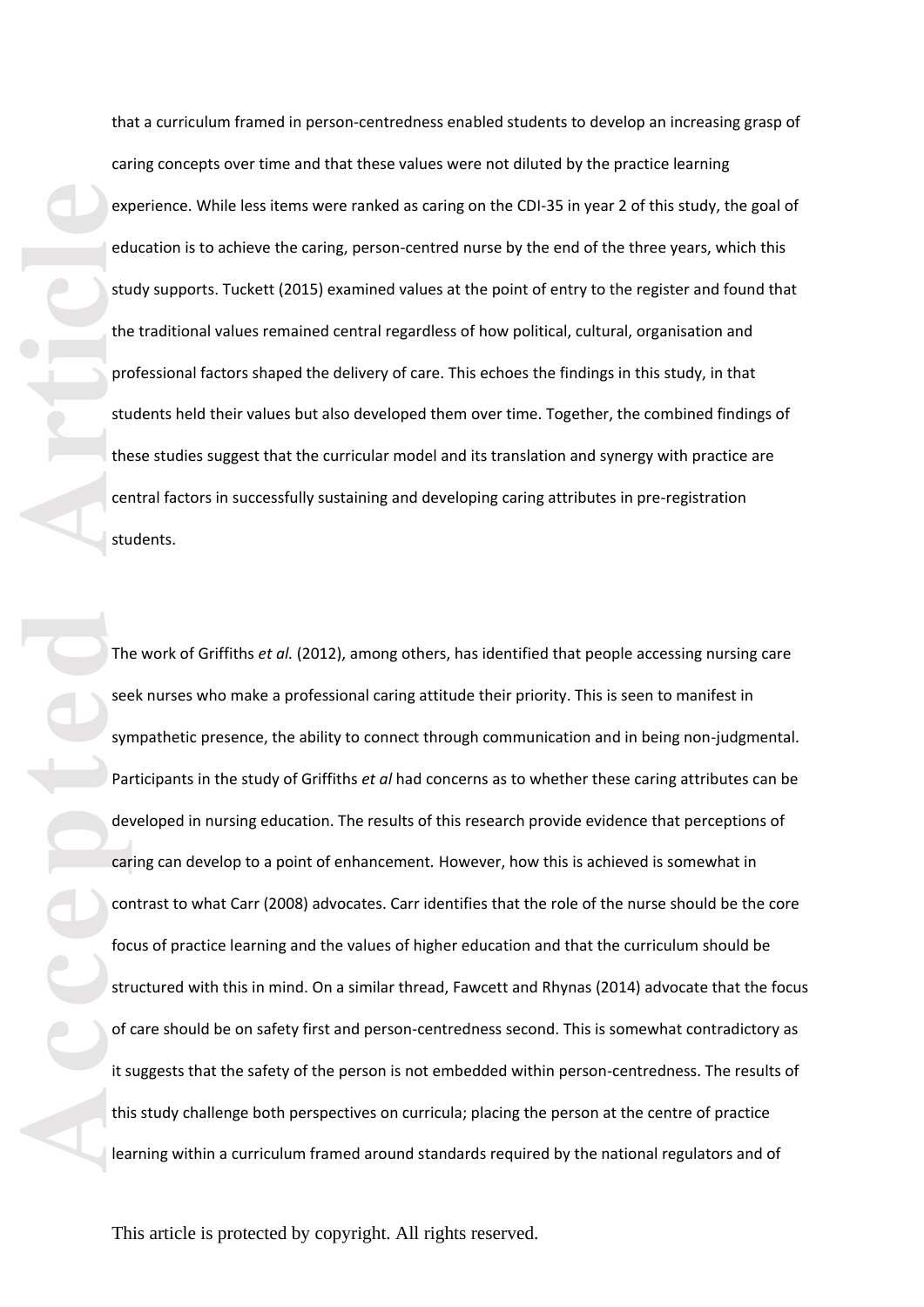that a curriculum framed in person-centredness enabled students to develop an increasing grasp of caring concepts over time and that these values were not diluted by the practice learning experience. While less items were ranked as caring on the CDI-35 in year 2 of this study, the goal of education is to achieve the caring, person-centred nurse by the end of the three years, which this study supports. Tuckett (2015) examined values at the point of entry to the register and found that the traditional values remained central regardless of how political, cultural, organisation and professional factors shaped the delivery of care. This echoes the findings in this study, in that students held their values but also developed them over time. Together, the combined findings of these studies suggest that the curricular model and its translation and synergy with practice are central factors in successfully sustaining and developing caring attributes in pre-registration students.

The work of Griffiths *et al.* (2012), among others, has identified that people accessing nursing care seek nurses who make a professional caring attitude their priority. This is seen to manifest in sympathetic presence, the ability to connect through communication and in being non-judgmental. Participants in the study of Griffiths *et al* had concerns as to whether these caring attributes can be developed in nursing education. The results of this research provide evidence that perceptions of caring can develop to a point of enhancement. However, how this is achieved is somewhat in contrast to what Carr (2008) advocates. Carr identifies that the role of the nurse should be the core focus of practice learning and the values of higher education and that the curriculum should be structured with this in mind. On a similar thread, Fawcett and Rhynas (2014) advocate that the focus of care should be on safety first and person-centredness second. This is somewhat contradictory as it suggests that the safety of the person is not embedded within person-centredness. The results of this study challenge both perspectives on curricula; placing the person at the centre of practice learning within a curriculum framed around standards required by the national regulators and of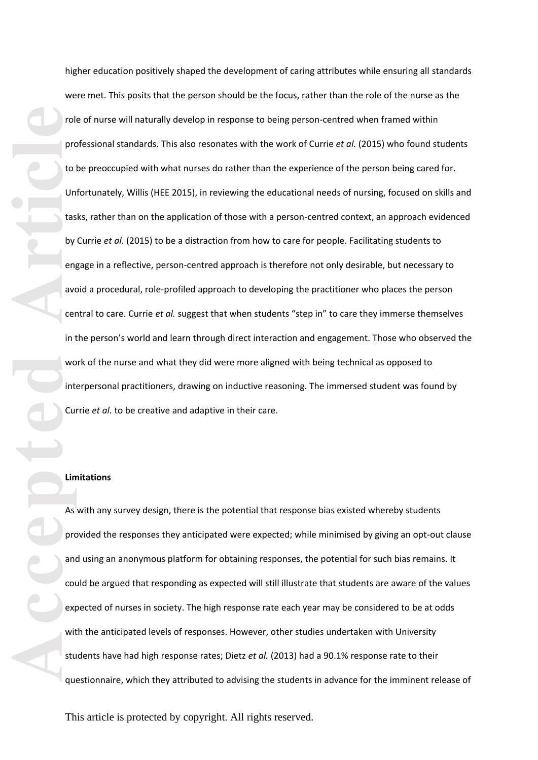higher education positively shaped the development of caring attributes while ensuring all standards were met. This posits that the person should be the focus, rather than the role of the nurse as the role of nurse will naturally develop in response to being person-centred when framed within professional standards. This also resonates with the work of Currie *et al.* (2015) who found students to be preoccupied with what nurses do rather than the experience of the person being cared for. Unfortunately, Willis (HEE 2015), in reviewing the educational needs of nursing, focused on skills and tasks, rather than on the application of those with a person-centred context, an approach evidenced by Currie *et al.* (2015) to be a distraction from how to care for people. Facilitating students to engage in a reflective, person-centred approach is therefore not only desirable, but necessary to avoid a procedural, role-profiled approach to developing the practitioner who places the person central to care. Currie *et al.* suggest that when students "step in" to care they immerse themselves in the person's world and learn through direct interaction and engagement. Those who observed the work of the nurse and what they did were more aligned with being technical as opposed to interpersonal practitioners, drawing on inductive reasoning. The immersed student was found by Currie *et al.* to be creative and adaptive in their care.

**Limitations**

As with any survey design, there is the potential that response bias existed whereby students provided the responses they anticipated were expected; while minimised by giving an opt-out clause and using an anonymous platform for obtaining responses, the potential for such bias remains. It could be argued that responding as expected will still illustrate that students are aware of the values expected of nurses in society. The high response rate each year may be considered to be at odds with the anticipated levels of responses. However, other studies undertaken with University students have had high response rates; Dietz *et al.* (2013) had a 90.1% response rate to their questionnaire, which they attributed to advising the students in advance for the imminent release of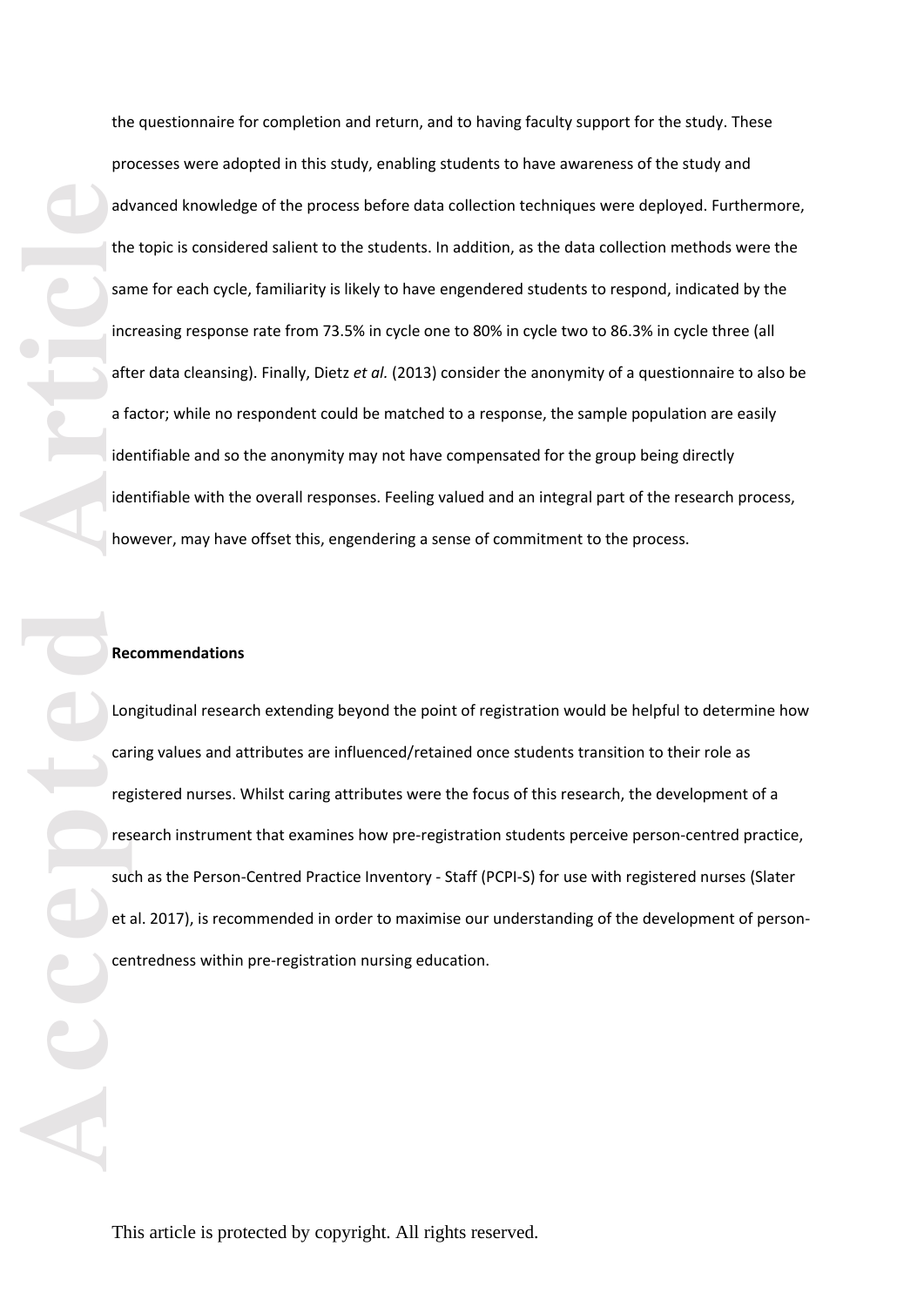the questionnaire for completion and return, and to having faculty support for the study. These processes were adopted in this study, enabling students to have awareness of the study and advanced knowledge of the process before data collection techniques were deployed. Furthermore, the topic is considered salient to the students. In addition, as the data collection methods were the same for each cycle, familiarity is likely to have engendered students to respond, indicated by the increasing response rate from 73.5% in cycle one to 80% in cycle two to 86.3% in cycle three (all after data cleansing). Finally, Dietz *et al.* (2013) consider the anonymity of a questionnaire to also be a factor; while no respondent could be matched to a response, the sample population are easily identifiable and so the anonymity may not have compensated for the group being directly identifiable with the overall responses. Feeling valued and an integral part of the research process, however, may have offset this, engendering a sense of commitment to the process.

**Recommendations**

Longitudinal research extending beyond the point of registration would be helpful to determine how caring values and attributes are influenced/retained once students transition to their role as registered nurses. Whilst caring attributes were the focus of this research, the development of a research instrument that examines how pre-registration students perceive person-centred practice, such as the Person-Centred Practice Inventory - Staff (PCPI-S) for use with registered nurses (Slater et al. 2017), is recommended in order to maximise our understanding of the development of person-centredness within pre-registration nursing education.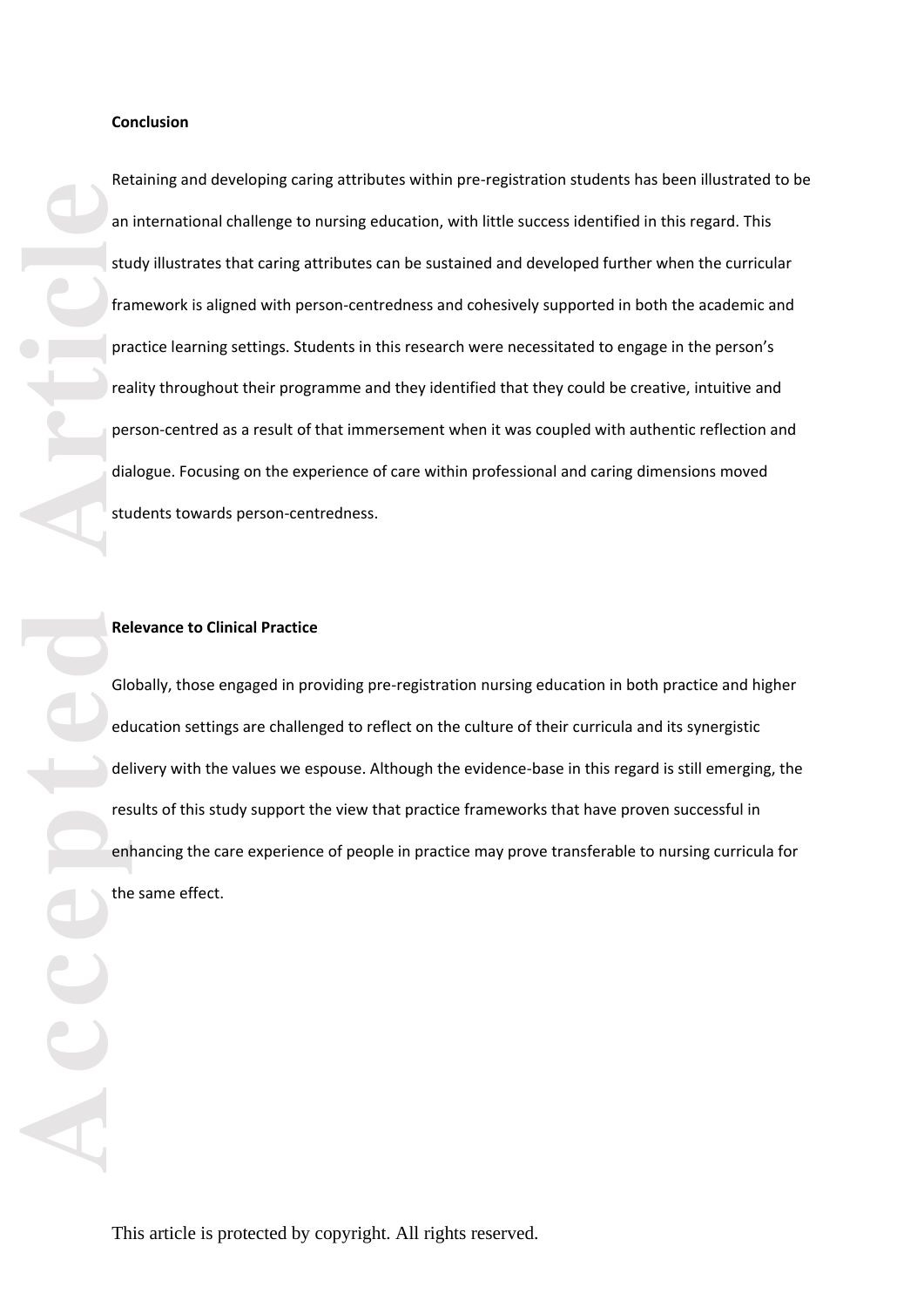**Conclusion**

Retaining and developing caring attributes within pre-registration students has been illustrated to be an international challenge to nursing education, with little success identified in this regard. This study illustrates that caring attributes can be sustained and developed further when the curricular framework is aligned with person-centredness and cohesively supported in both the academic and practice learning settings. Students in this research were necessitated to engage in the person's reality throughout their programme and they identified that they could be creative, intuitive and person-centred as a result of that immersement when it was coupled with authentic reflection and dialogue. Focusing on the experience of care within professional and caring dimensions moved students towards person-centredness.

**Relevance to Clinical Practice**

Globally, those engaged in providing pre-registration nursing education in both practice and higher education settings are challenged to reflect on the culture of their curricula and its synergistic delivery with the values we espouse. Although the evidence-base in this regard is still emerging, the results of this study support the view that practice frameworks that have proven successful in enhancing the care experience of people in practice may prove transferable to nursing curricula for the same effect.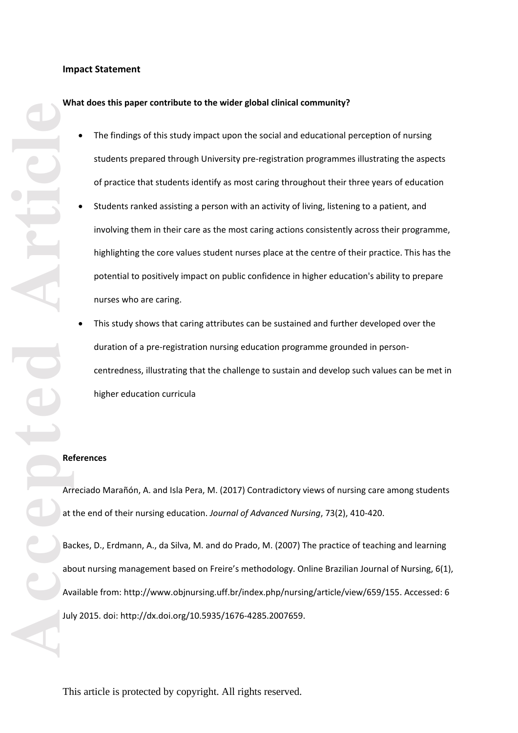## Impact Statement

### What does this paper contribute to the wider global clinical community?

- The findings of this study impact upon the social and educational perception of nursing students prepared through University pre-registration programmes illustrating the aspects of practice that students identify as most caring throughout their three years of education
- Students ranked assisting a person with an activity of living, listening to a patient, and involving them in their care as the most caring actions consistently across their programme, highlighting the core values student nurses place at the centre of their practice. This has the potential to positively impact on public confidence in higher education's ability to prepare nurses who are caring.
- This study shows that caring attributes can be sustained and further developed over the duration of a pre-registration nursing education programme grounded in person-centredness, illustrating that the challenge to sustain and develop such values can be met in higher education curricula

## References

Arreciado Marañón, A. and Isla Pera, M. (2017) Contradictory views of nursing care among students at the end of their nursing education. *Journal of Advanced Nursing*, 73(2), 410-420.

Backes, D., Erdmann, A., da Silva, M. and do Prado, M. (2007) The practice of teaching and learning about nursing management based on Freire's methodology. Online Brazilian Journal of Nursing, 6(1), Available from: http://www.objnursing.uff.br/index.php/nursing/article/view/659/155. Accessed: 6 July 2015. doi: http://dx.doi.org/10.5935/1676-4285.2007659.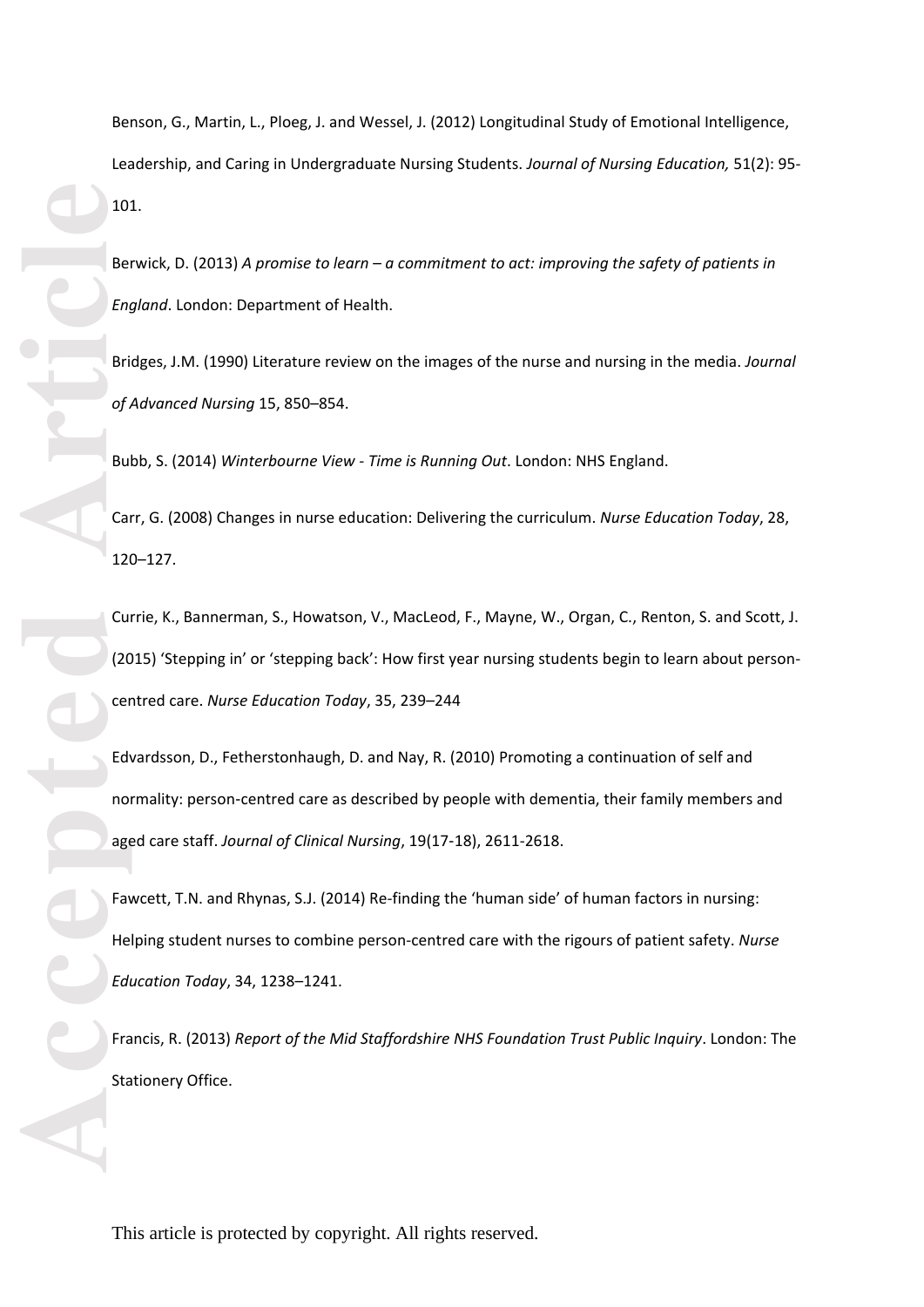Benson, G., Martin, L., Ploeg, J. and Wessel, J. (2012) Longitudinal Study of Emotional Intelligence, Leadership, and Caring in Undergraduate Nursing Students. *Journal of Nursing Education,* 51(2): 95-101.

Berwick, D. (2013) *A promise to learn – a commitment to act: improving the safety of patients in England*. London: Department of Health.

Bridges, J.M. (1990) Literature review on the images of the nurse and nursing in the media. *Journal of Advanced Nursing* 15, 850–854.

Bubb, S. (2014) *Winterbourne View - Time is Running Out*. London: NHS England.

Carr, G. (2008) Changes in nurse education: Delivering the curriculum. *Nurse Education Today*, 28, 120–127.

Currie, K., Bannerman, S., Howatson, V., MacLeod, F., Mayne, W., Organ, C., Renton, S. and Scott, J. (2015) 'Stepping in' or 'stepping back': How first year nursing students begin to learn about person-centred care. *Nurse Education Today*, 35, 239–244

Edvardsson, D., Fetherstonhaugh, D. and Nay, R. (2010) Promoting a continuation of self and normality: person-centred care as described by people with dementia, their family members and aged care staff. *Journal of Clinical Nursing*, 19(17-18), 2611-2618.

Fawcett, T.N. and Rhynas, S.J. (2014) Re-finding the 'human side' of human factors in nursing: Helping student nurses to combine person-centred care with the rigours of patient safety. *Nurse Education Today*, 34, 1238–1241.

Francis, R. (2013) *Report of the Mid Staffordshire NHS Foundation Trust Public Inquiry*. London: The Stationery Office.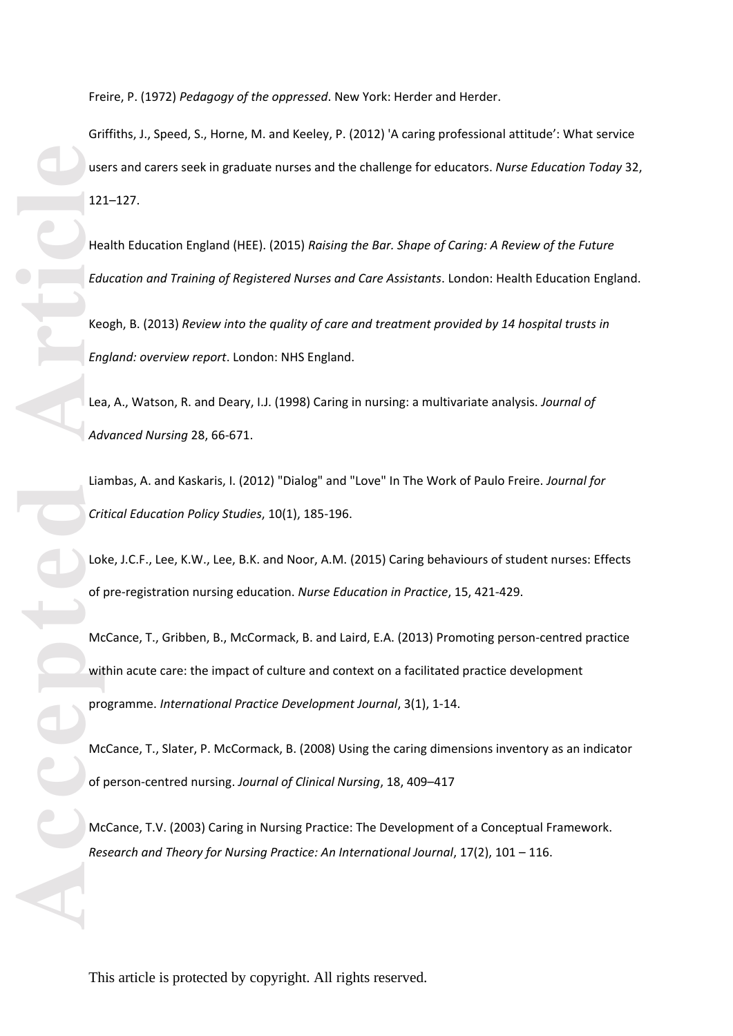Freire, P. (1972) *Pedagogy of the oppressed*. New York: Herder and Herder.

Griffiths, J., Speed, S., Horne, M. and Keeley, P. (2012) 'A caring professional attitude': What service users and carers seek in graduate nurses and the challenge for educators. *Nurse Education Today* 32, 121–127.

Health Education England (HEE). (2015) *Raising the Bar. Shape of Caring: A Review of the Future Education and Training of Registered Nurses and Care Assistants*. London: Health Education England.

Keogh, B. (2013) *Review into the quality of care and treatment provided by 14 hospital trusts in England: overview report*. London: NHS England.

Lea, A., Watson, R. and Deary, I.J. (1998) Caring in nursing: a multivariate analysis. *Journal of Advanced Nursing* 28, 66-671.

Liambas, A. and Kaskaris, I. (2012) "Dialog" and "Love" In The Work of Paulo Freire. *Journal for Critical Education Policy Studies*, 10(1), 185-196.

Loke, J.C.F., Lee, K.W., Lee, B.K. and Noor, A.M. (2015) Caring behaviours of student nurses: Effects of pre-registration nursing education. *Nurse Education in Practice*, 15, 421-429.

McCance, T., Gribben, B., McCormack, B. and Laird, E.A. (2013) Promoting person-centred practice within acute care: the impact of culture and context on a facilitated practice development programme. *International Practice Development Journal*, 3(1), 1-14.

McCance, T., Slater, P. McCormack, B. (2008) Using the caring dimensions inventory as an indicator of person-centred nursing. *Journal of Clinical Nursing*, 18, 409–417

McCance, T.V. (2003) Caring in Nursing Practice: The Development of a Conceptual Framework. *Research and Theory for Nursing Practice: An International Journal*, 17(2), 101 – 116.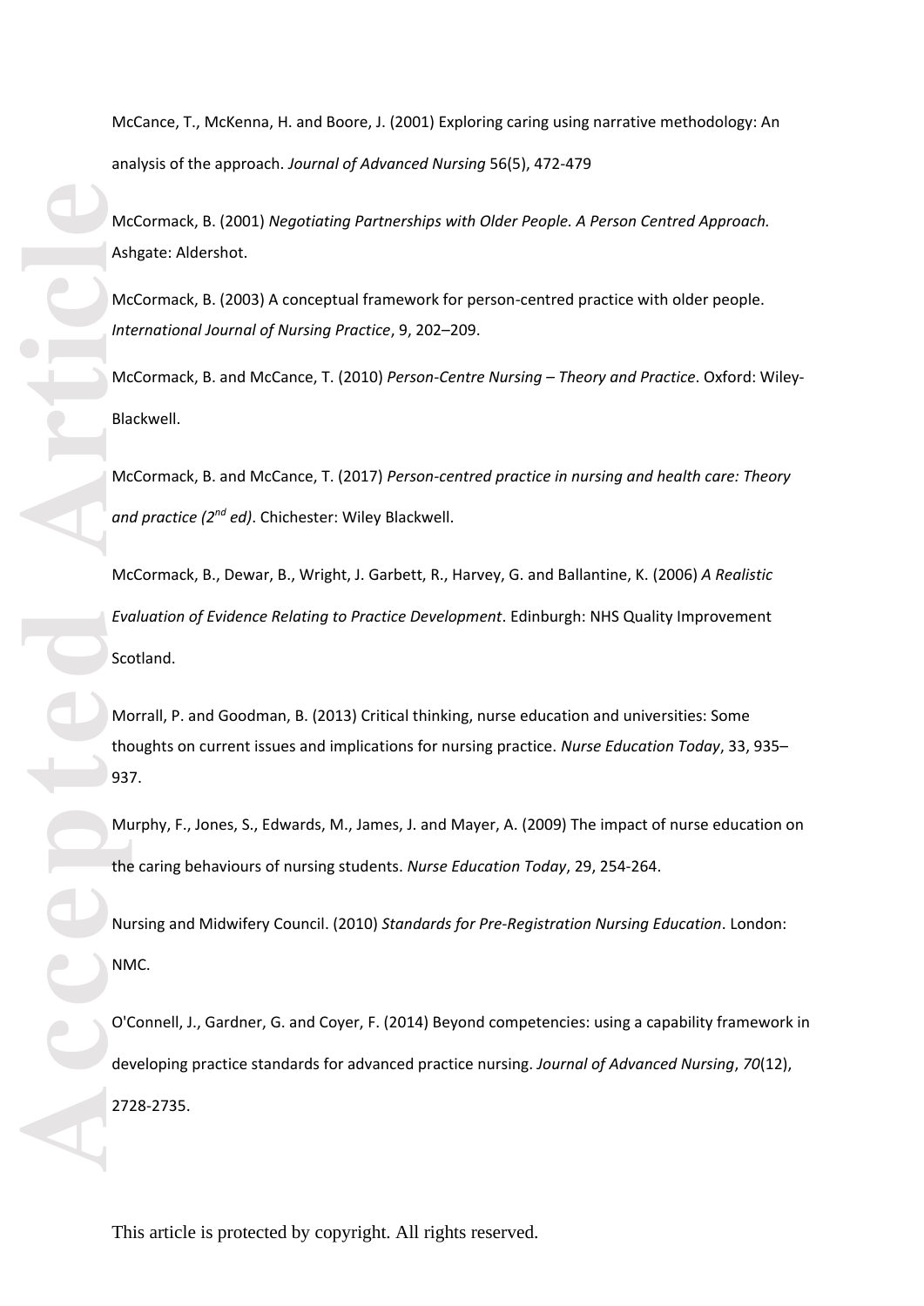McCance, T., McKenna, H. and Boore, J. (2001) Exploring caring using narrative methodology: An analysis of the approach. *Journal of Advanced Nursing* 56(5), 472-479

McCormack, B. (2001) *Negotiating Partnerships with Older People. A Person Centred Approach.* Ashgate: Aldershot.

McCormack, B. (2003) A conceptual framework for person-centred practice with older people. *International Journal of Nursing Practice*, 9, 202–209.

McCormack, B. and McCance, T. (2010) *Person-Centre Nursing – Theory and Practice*. Oxford: Wiley-Blackwell.

McCormack, B. and McCance, T. (2017) *Person-centred practice in nursing and health care: Theory and practice (2nd ed)*. Chichester: Wiley Blackwell.

McCormack, B., Dewar, B., Wright, J. Garbett, R., Harvey, G. and Ballantine, K. (2006) *A Realistic Evaluation of Evidence Relating to Practice Development*. Edinburgh: NHS Quality Improvement Scotland.

Morrall, P. and Goodman, B. (2013) Critical thinking, nurse education and universities: Some thoughts on current issues and implications for nursing practice. *Nurse Education Today*, 33, 935–937.

Murphy, F., Jones, S., Edwards, M., James, J. and Mayer, A. (2009) The impact of nurse education on the caring behaviours of nursing students. *Nurse Education Today*, 29, 254-264.

Nursing and Midwifery Council. (2010) *Standards for Pre-Registration Nursing Education*. London: NMC.

O'Connell, J., Gardner, G. and Coyer, F. (2014) Beyond competencies: using a capability framework in developing practice standards for advanced practice nursing. *Journal of Advanced Nursing*, *70*(12), 2728-2735.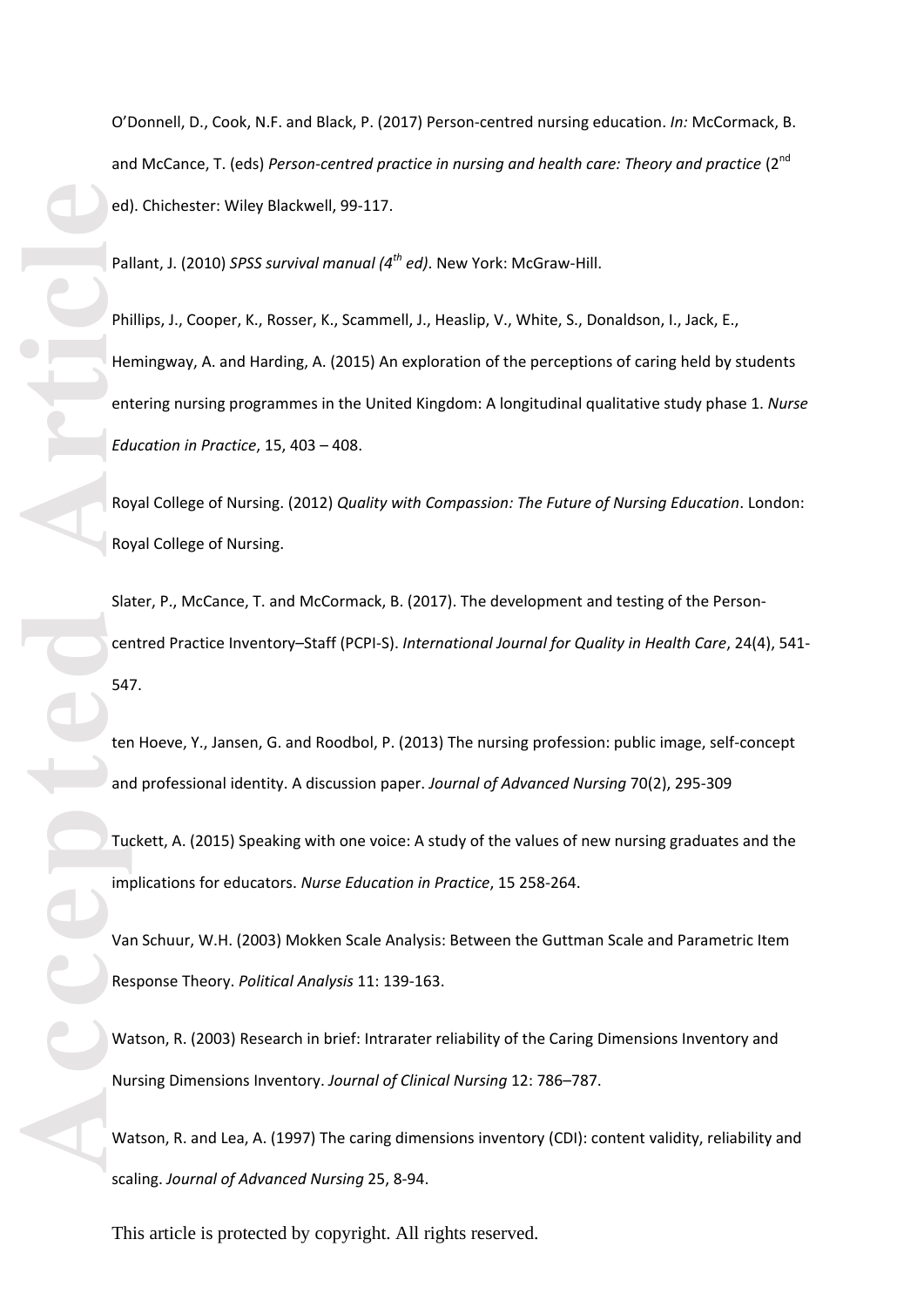O'Donnell, D., Cook, N.F. and Black, P. (2017) Person-centred nursing education. *In:* McCormack, B. and McCance, T. (eds) *Person-centred practice in nursing and health care: Theory and practice* (2nd ed). Chichester: Wiley Blackwell, 99-117.

Pallant, J. (2010) *SPSS survival manual (4th ed)*. New York: McGraw-Hill.

Phillips, J., Cooper, K., Rosser, K., Scammell, J., Heaslip, V., White, S., Donaldson, I., Jack, E., Hemingway, A. and Harding, A. (2015) An exploration of the perceptions of caring held by students entering nursing programmes in the United Kingdom: A longitudinal qualitative study phase 1. *Nurse Education in Practice*, 15, 403 – 408.

Royal College of Nursing. (2012) *Quality with Compassion: The Future of Nursing Education*. London: Royal College of Nursing.

Slater, P., McCance, T. and McCormack, B. (2017). The development and testing of the Person-centred Practice Inventory–Staff (PCPI-S). *International Journal for Quality in Health Care*, 24(4), 541-547.

ten Hoeve, Y., Jansen, G. and Roodbol, P. (2013) The nursing profession: public image, self-concept and professional identity. A discussion paper. *Journal of Advanced Nursing* 70(2), 295-309

Tuckett, A. (2015) Speaking with one voice: A study of the values of new nursing graduates and the implications for educators. *Nurse Education in Practice*, 15 258-264.

Van Schuur, W.H. (2003) Mokken Scale Analysis: Between the Guttman Scale and Parametric Item Response Theory. *Political Analysis* 11: 139-163.

Watson, R. (2003) Research in brief: Intrarater reliability of the Caring Dimensions Inventory and Nursing Dimensions Inventory. *Journal of Clinical Nursing* 12: 786–787.

Watson, R. and Lea, A. (1997) The caring dimensions inventory (CDI): content validity, reliability and scaling. *Journal of Advanced Nursing* 25, 8-94.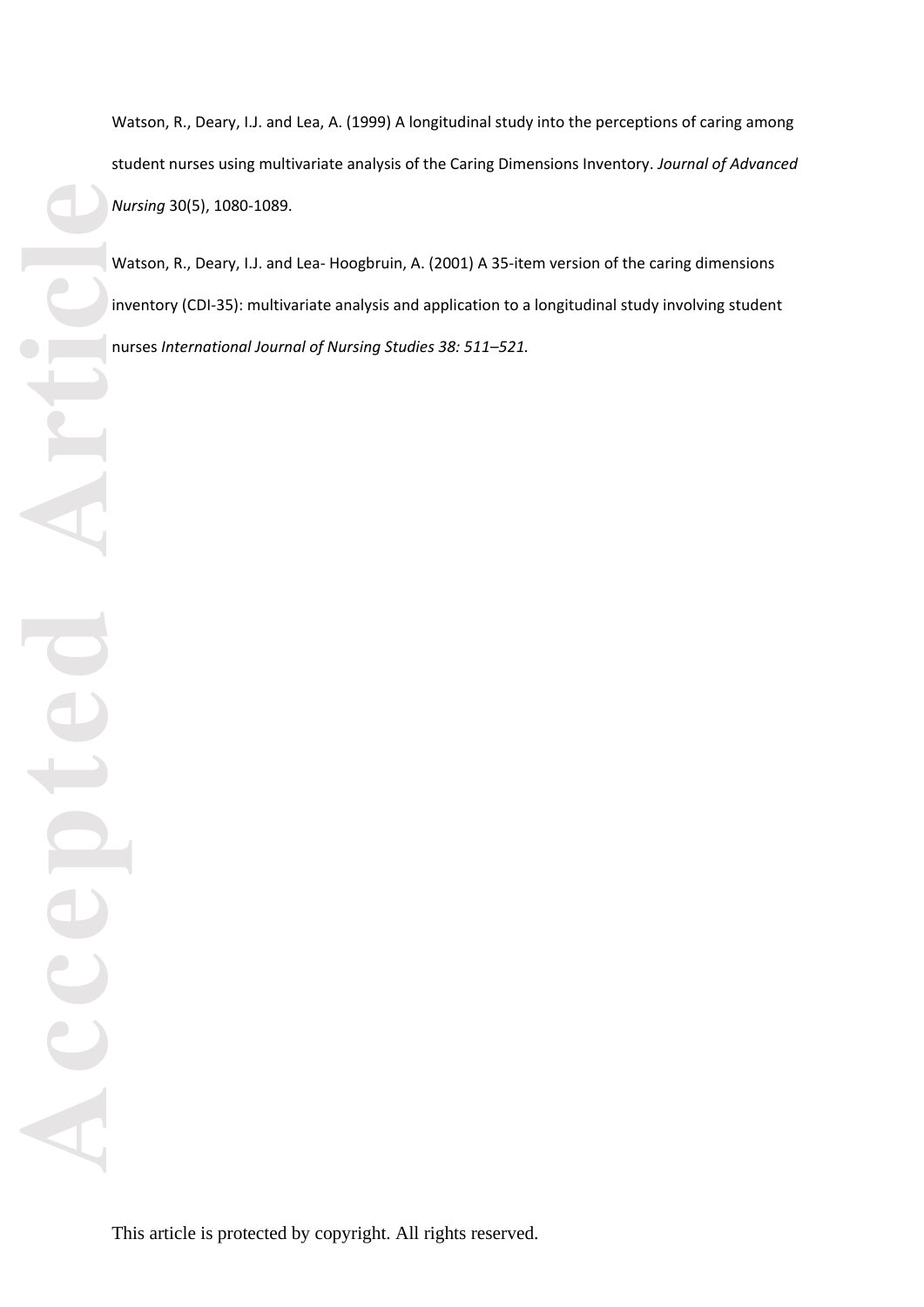Watson, R., Deary, I.J. and Lea, A. (1999) A longitudinal study into the perceptions of caring among student nurses using multivariate analysis of the Caring Dimensions Inventory. *Journal of Advanced Nursing* 30(5), 1080-1089.

Watson, R., Deary, I.J. and Lea- Hoogbruin, A. (2001) A 35-item version of the caring dimensions inventory (CDI-35): multivariate analysis and application to a longitudinal study involving student nurses *International Journal of Nursing Studies 38: 511–521.*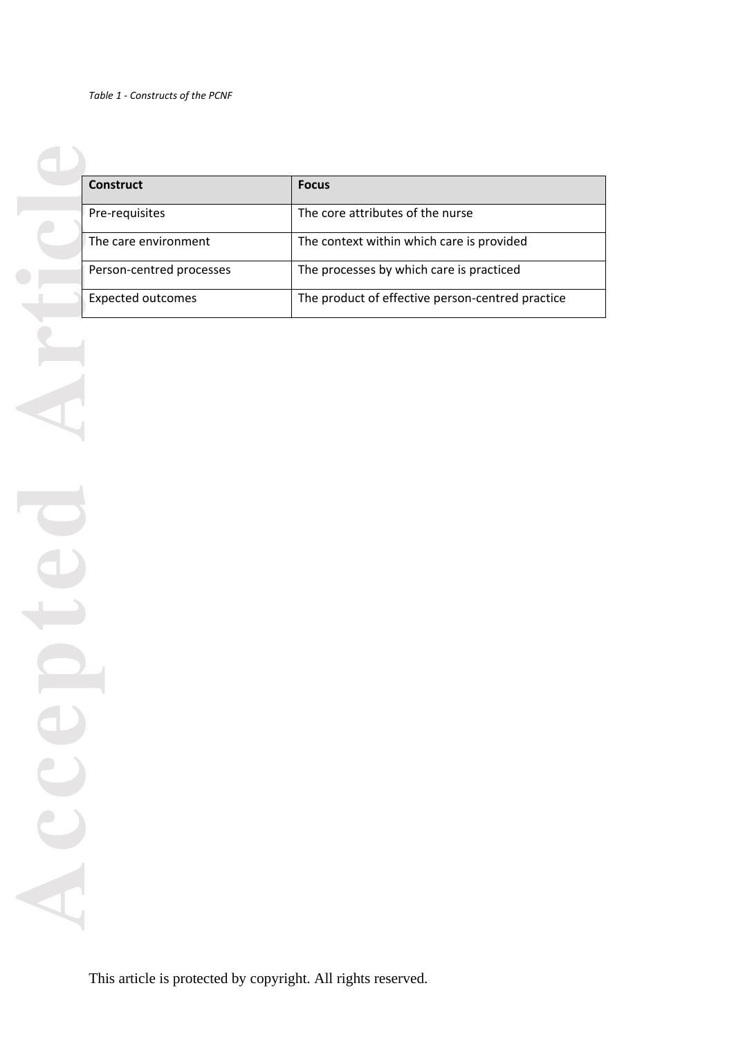*Table 1 - Constructs of the PCNF*

| Construct | Focus |
|---|---|
| Pre-requisites | The core attributes of the nurse |
| The care environment | The context within which care is provided |
| Person-centred processes | The processes by which care is practiced |
| Expected outcomes | The product of effective person-centred practice |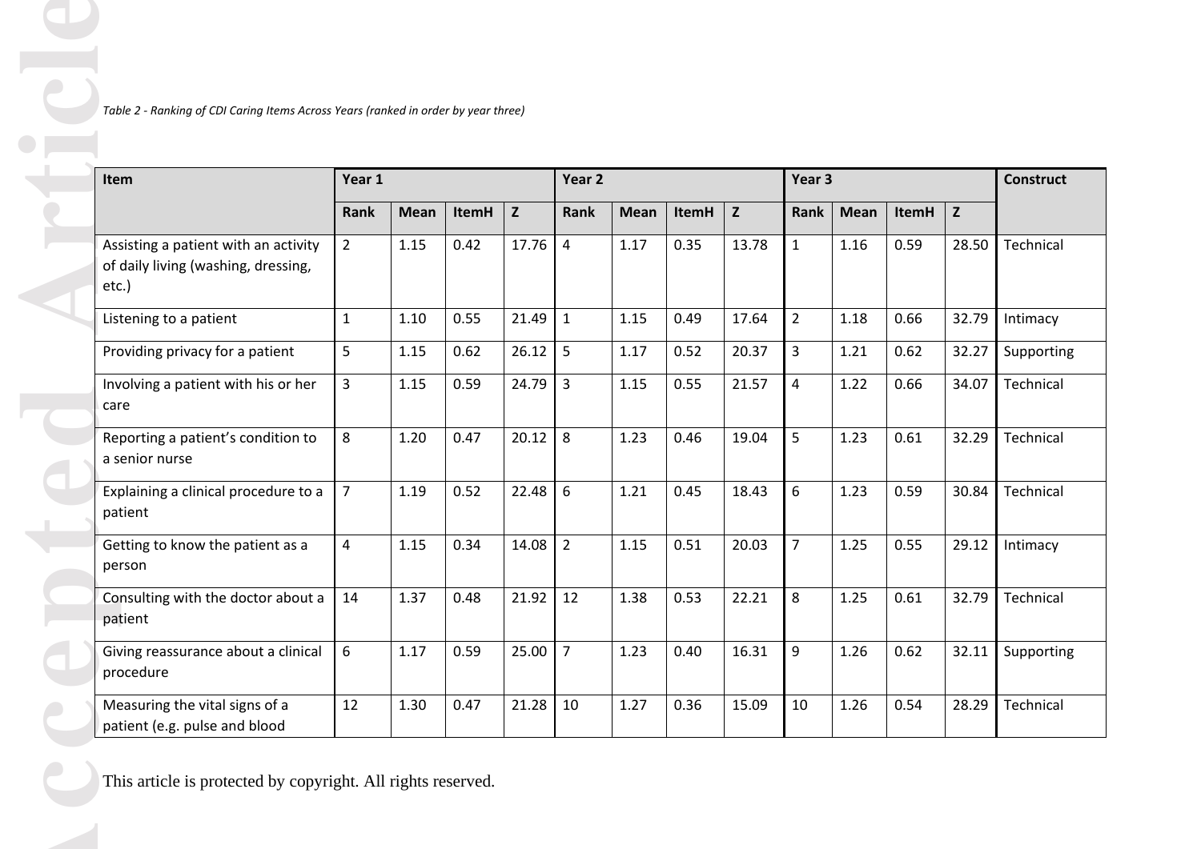*Table 2 - Ranking of CDI Caring Items Across Years (ranked in order by year three)*

| Item | Year 1 | | | | Year 2 | | | | Year 3 | | | | Construct |
|---|---|---|---|---|---|---|---|---|---|---|---|---|---|
| | Rank | Mean | ItemH | Z | Rank | Mean | ItemH | Z | Rank | Mean | ItemH | Z | |
| Assisting a patient with an activity of daily living (washing, dressing, etc.) | 2 | 1.15 | 0.42 | 17.76 | 4 | 1.17 | 0.35 | 13.78 | 1 | 1.16 | 0.59 | 28.50 | Technical |
| Listening to a patient | 1 | 1.10 | 0.55 | 21.49 | 1 | 1.15 | 0.49 | 17.64 | 2 | 1.18 | 0.66 | 32.79 | Intimacy |
| Providing privacy for a patient | 5 | 1.15 | 0.62 | 26.12 | 5 | 1.17 | 0.52 | 20.37 | 3 | 1.21 | 0.62 | 32.27 | Supporting |
| Involving a patient with his or her care | 3 | 1.15 | 0.59 | 24.79 | 3 | 1.15 | 0.55 | 21.57 | 4 | 1.22 | 0.66 | 34.07 | Technical |
| Reporting a patient's condition to a senior nurse | 8 | 1.20 | 0.47 | 20.12 | 8 | 1.23 | 0.46 | 19.04 | 5 | 1.23 | 0.61 | 32.29 | Technical |
| Explaining a clinical procedure to a patient | 7 | 1.19 | 0.52 | 22.48 | 6 | 1.21 | 0.45 | 18.43 | 6 | 1.23 | 0.59 | 30.84 | Technical |
| Getting to know the patient as a person | 4 | 1.15 | 0.34 | 14.08 | 2 | 1.15 | 0.51 | 20.03 | 7 | 1.25 | 0.55 | 29.12 | Intimacy |
| Consulting with the doctor about a patient | 14 | 1.37 | 0.48 | 21.92 | 12 | 1.38 | 0.53 | 22.21 | 8 | 1.25 | 0.61 | 32.79 | Technical |
| Giving reassurance about a clinical procedure | 6 | 1.17 | 0.59 | 25.00 | 7 | 1.23 | 0.40 | 16.31 | 9 | 1.26 | 0.62 | 32.11 | Supporting |
| Measuring the vital signs of a patient (e.g. pulse and blood | 12 | 1.30 | 0.47 | 21.28 | 10 | 1.27 | 0.36 | 15.09 | 10 | 1.26 | 0.54 | 28.29 | Technical |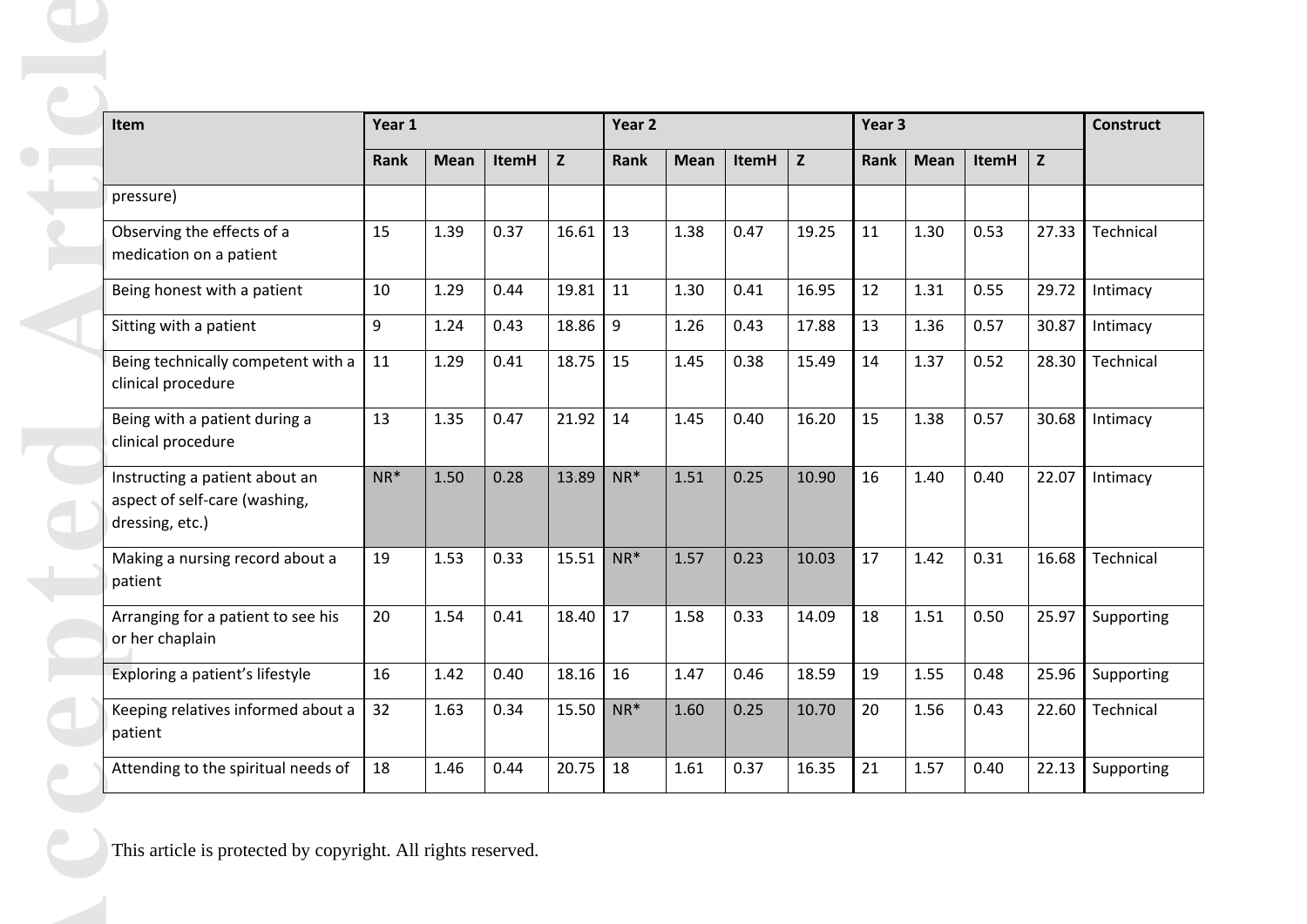| Item | Year 1 | | | | Year 2 | | | | Year 3 | | | | Construct |
|---|---|---|---|---|---|---|---|---|---|---|---|---|---|
| | Rank | Mean | ItemH | Z | Rank | Mean | ItemH | Z | Rank | Mean | ItemH | Z | |
| pressure) | | | | | | | | | | | | | |
| Observing the effects of a medication on a patient | 15 | 1.39 | 0.37 | 16.61 | 13 | 1.38 | 0.47 | 19.25 | 11 | 1.30 | 0.53 | 27.33 | Technical |
| Being honest with a patient | 10 | 1.29 | 0.44 | 19.81 | 11 | 1.30 | 0.41 | 16.95 | 12 | 1.31 | 0.55 | 29.72 | Intimacy |
| Sitting with a patient | 9 | 1.24 | 0.43 | 18.86 | 9 | 1.26 | 0.43 | 17.88 | 13 | 1.36 | 0.57 | 30.87 | Intimacy |
| Being technically competent with a clinical procedure | 11 | 1.29 | 0.41 | 18.75 | 15 | 1.45 | 0.38 | 15.49 | 14 | 1.37 | 0.52 | 28.30 | Technical |
| Being with a patient during a clinical procedure | 13 | 1.35 | 0.47 | 21.92 | 14 | 1.45 | 0.40 | 16.20 | 15 | 1.38 | 0.57 | 30.68 | Intimacy |
| Instructing a patient about an aspect of self-care (washing, dressing, etc.) | NR* | 1.50 | 0.28 | 13.89 | NR* | 1.51 | 0.25 | 10.90 | 16 | 1.40 | 0.40 | 22.07 | Intimacy |
| Making a nursing record about a patient | 19 | 1.53 | 0.33 | 15.51 | NR* | 1.57 | 0.23 | 10.03 | 17 | 1.42 | 0.31 | 16.68 | Technical |
| Arranging for a patient to see his or her chaplain | 20 | 1.54 | 0.41 | 18.40 | 17 | 1.58 | 0.33 | 14.09 | 18 | 1.51 | 0.50 | 25.97 | Supporting |
| Exploring a patient's lifestyle | 16 | 1.42 | 0.40 | 18.16 | 16 | 1.47 | 0.46 | 18.59 | 19 | 1.55 | 0.48 | 25.96 | Supporting |
| Keeping relatives informed about a patient | 32 | 1.63 | 0.34 | 15.50 | NR* | 1.60 | 0.25 | 10.70 | 20 | 1.56 | 0.43 | 22.60 | Technical |
| Attending to the spiritual needs of | 18 | 1.46 | 0.44 | 20.75 | 18 | 1.61 | 0.37 | 16.35 | 21 | 1.57 | 0.40 | 22.13 | Supporting |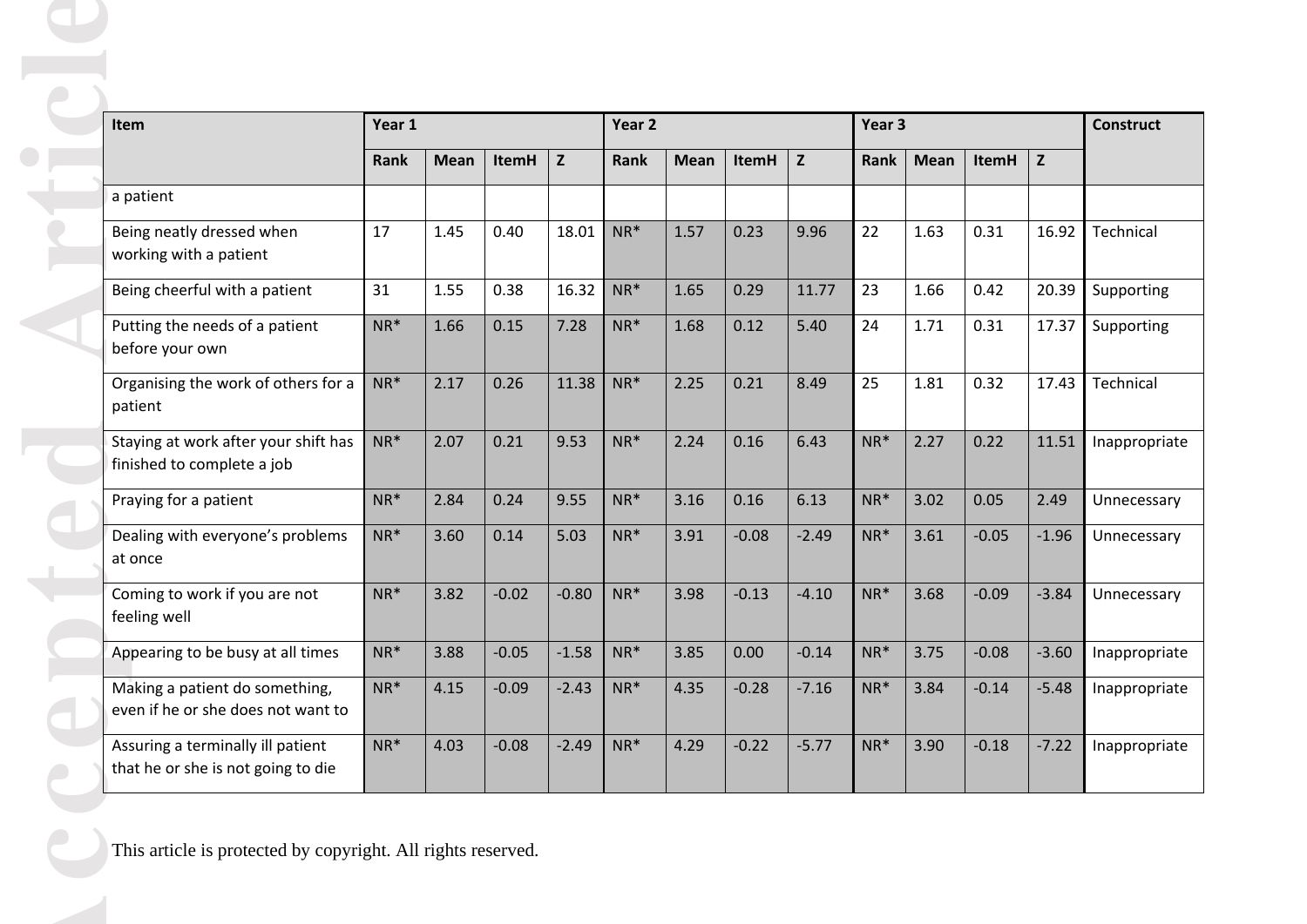| Item | Year 1 | | | | Year 2 | | | | Year 3 | | | | Construct |
|---|---|---|---|---|---|---|---|---|---|---|---|---|---|
| | Rank | Mean | ItemH | Z | Rank | Mean | ItemH | Z | Rank | Mean | ItemH | Z | |
| a patient | | | | | | | | | | | | | |
| Being neatly dressed when working with a patient | 17 | 1.45 | 0.40 | 18.01 | NR* | 1.57 | 0.23 | 9.96 | 22 | 1.63 | 0.31 | 16.92 | Technical |
| Being cheerful with a patient | 31 | 1.55 | 0.38 | 16.32 | NR* | 1.65 | 0.29 | 11.77 | 23 | 1.66 | 0.42 | 20.39 | Supporting |
| Putting the needs of a patient before your own | NR* | 1.66 | 0.15 | 7.28 | NR* | 1.68 | 0.12 | 5.40 | 24 | 1.71 | 0.31 | 17.37 | Supporting |
| Organising the work of others for a patient | NR* | 2.17 | 0.26 | 11.38 | NR* | 2.25 | 0.21 | 8.49 | 25 | 1.81 | 0.32 | 17.43 | Technical |
| Staying at work after your shift has finished to complete a job | NR* | 2.07 | 0.21 | 9.53 | NR* | 2.24 | 0.16 | 6.43 | NR* | 2.27 | 0.22 | 11.51 | Inappropriate |
| Praying for a patient | NR* | 2.84 | 0.24 | 9.55 | NR* | 3.16 | 0.16 | 6.13 | NR* | 3.02 | 0.05 | 2.49 | Unnecessary |
| Dealing with everyone's problems at once | NR* | 3.60 | 0.14 | 5.03 | NR* | 3.91 | -0.08 | -2.49 | NR* | 3.61 | -0.05 | -1.96 | Unnecessary |
| Coming to work if you are not feeling well | NR* | 3.82 | -0.02 | -0.80 | NR* | 3.98 | -0.13 | -4.10 | NR* | 3.68 | -0.09 | -3.84 | Unnecessary |
| Appearing to be busy at all times | NR* | 3.88 | -0.05 | -1.58 | NR* | 3.85 | 0.00 | -0.14 | NR* | 3.75 | -0.08 | -3.60 | Inappropriate |
| Making a patient do something, even if he or she does not want to | NR* | 4.15 | -0.09 | -2.43 | NR* | 4.35 | -0.28 | -7.16 | NR* | 3.84 | -0.14 | -5.48 | Inappropriate |
| Assuring a terminally ill patient that he or she is not going to die | NR* | 4.03 | -0.08 | -2.49 | NR* | 4.29 | -0.22 | -5.77 | NR* | 3.90 | -0.18 | -7.22 | Inappropriate |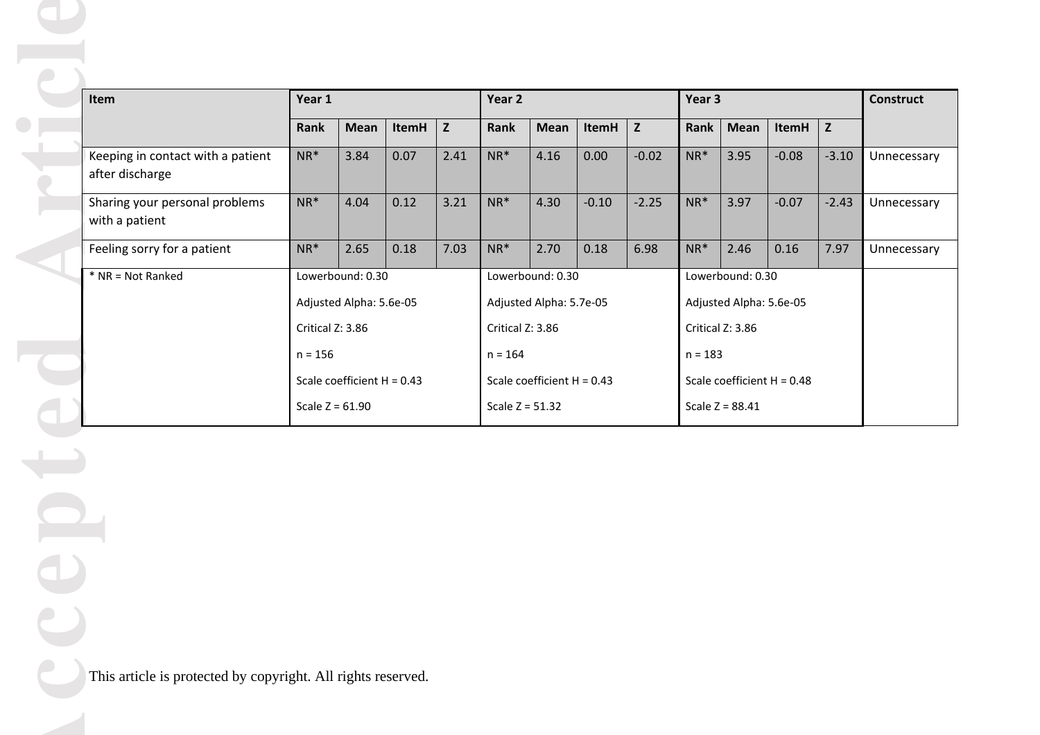| Item | Year 1 | | | | Year 2 | | | | Year 3 | | | | Construct |
|---|---|---|---|---|---|---|---|---|---|---|---|---|---|
| | Rank | Mean | ItemH | Z | Rank | Mean | ItemH | Z | Rank | Mean | ItemH | Z | |
| Keeping in contact with a patient after discharge | NR* | 3.84 | 0.07 | 2.41 | NR* | 4.16 | 0.00 | -0.02 | NR* | 3.95 | -0.08 | -3.10 | Unnecessary |
| Sharing your personal problems with a patient | NR* | 4.04 | 0.12 | 3.21 | NR* | 4.30 | -0.10 | -2.25 | NR* | 3.97 | -0.07 | -2.43 | Unnecessary |
| Feeling sorry for a patient | NR* | 2.65 | 0.18 | 7.03 | NR* | 2.70 | 0.18 | 6.98 | NR* | 2.46 | 0.16 | 7.97 | Unnecessary |
| * NR = Not Ranked | Lowerbound: 0.30<br>Adjusted Alpha: 5.6e-05<br>Critical Z: 3.86<br>n = 156<br>Scale coefficient H = 0.43<br>Scale Z = 61.90 | | | | Lowerbound: 0.30<br>Adjusted Alpha: 5.7e-05<br>Critical Z: 3.86<br>n = 164<br>Scale coefficient H = 0.43<br>Scale Z = 51.32 | | | | Lowerbound: 0.30<br>Adjusted Alpha: 5.6e-05<br>Critical Z: 3.86<br>n = 183<br>Scale coefficient H = 0.48<br>Scale Z = 88.41 | | | | |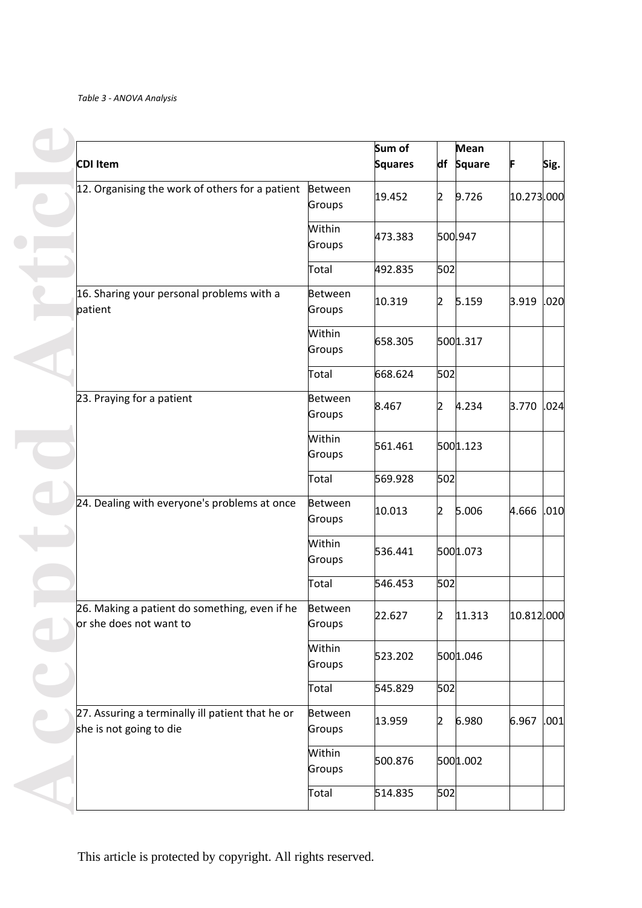*Table 3 - ANOVA Analysis*

| CDI Item | | Sum of Squares | df | Mean Square | F | Sig. |
|---|---|---|---|---|---|---|
| 12. Organising the work of others for a patient | Between Groups | 19.452 | 2 | 9.726 | 10.273 | .000 |
| | Within Groups | 473.383 | 500 | .947 | | |
| | Total | 492.835 | 502 | | | |
| 16. Sharing your personal problems with a patient | Between Groups | 10.319 | 2 | 5.159 | 3.919 | .020 |
| | Within Groups | 658.305 | 500 | 1.317 | | |
| | Total | 668.624 | 502 | | | |
| 23. Praying for a patient | Between Groups | 8.467 | 2 | 4.234 | 3.770 | .024 |
| | Within Groups | 561.461 | 500 | 1.123 | | |
| | Total | 569.928 | 502 | | | |
| 24. Dealing with everyone's problems at once | Between Groups | 10.013 | 2 | 5.006 | 4.666 | .010 |
| | Within Groups | 536.441 | 500 | 1.073 | | |
| | Total | 546.453 | 502 | | | |
| 26. Making a patient do something, even if he or she does not want to | Between Groups | 22.627 | 2 | 11.313 | 10.812 | .000 |
| | Within Groups | 523.202 | 500 | 1.046 | | |
| | Total | 545.829 | 502 | | | |
| 27. Assuring a terminally ill patient that he or she is not going to die | Between Groups | 13.959 | 2 | 6.980 | 6.967 | .001 |
| | Within Groups | 500.876 | 500 | 1.002 | | |
| | Total | 514.835 | 502 | | | |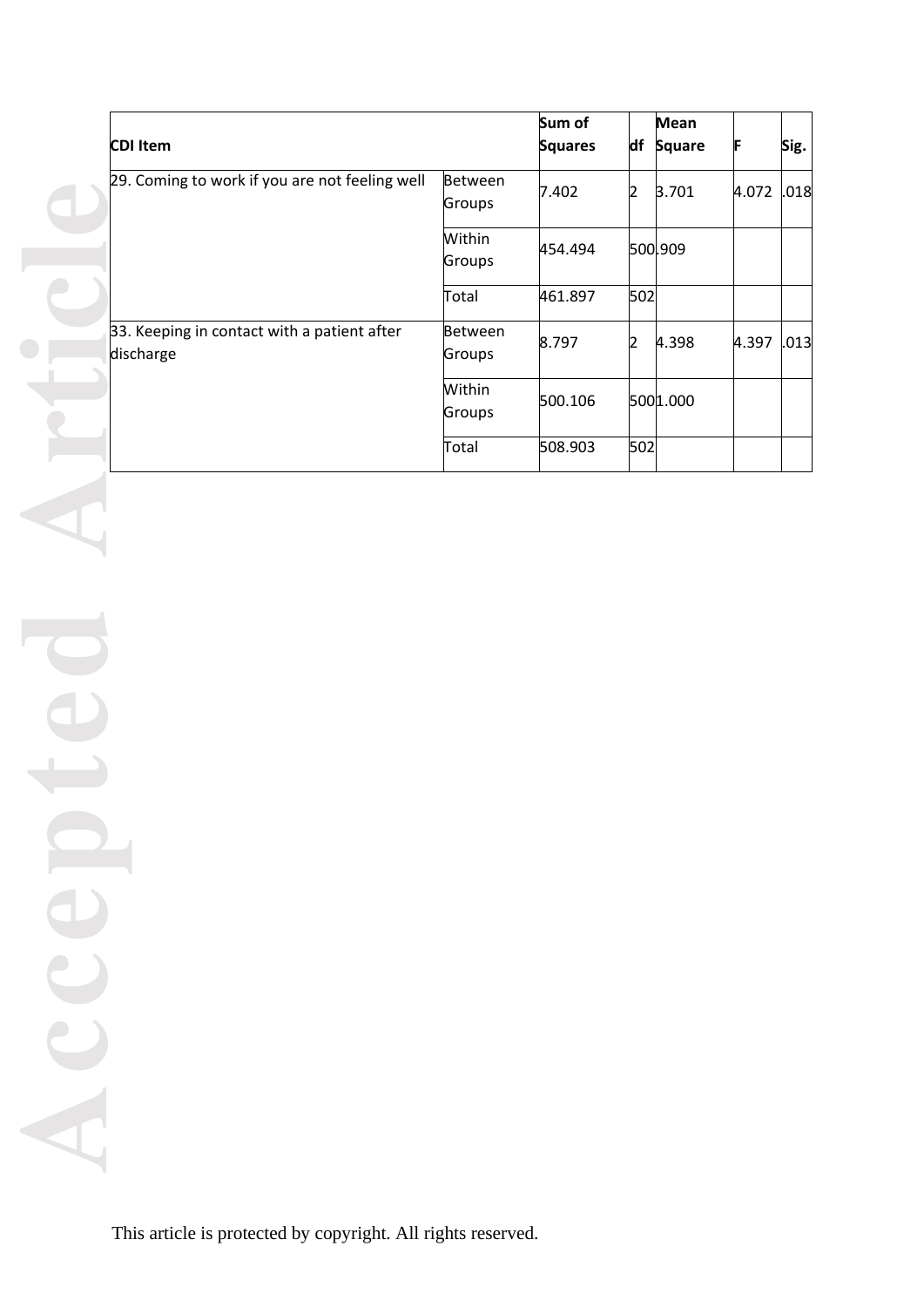| CDI Item | | Sum of Squares | df | Mean Square | F | Sig. |
|---|---|---|---|---|---|---|
| 29. Coming to work if you are not feeling well | Between Groups | 7.402 | 2 | 3.701 | 4.072 | .018 |
| | Within Groups | 454.494 | 500 | .909 | | |
| | Total | 461.897 | 502 | | | |
| 33. Keeping in contact with a patient after discharge | Between Groups | 8.797 | 2 | 4.398 | 4.397 | .013 |
| | Within Groups | 500.106 | 500 | 1.000 | | |
| | Total | 508.903 | 502 | | | |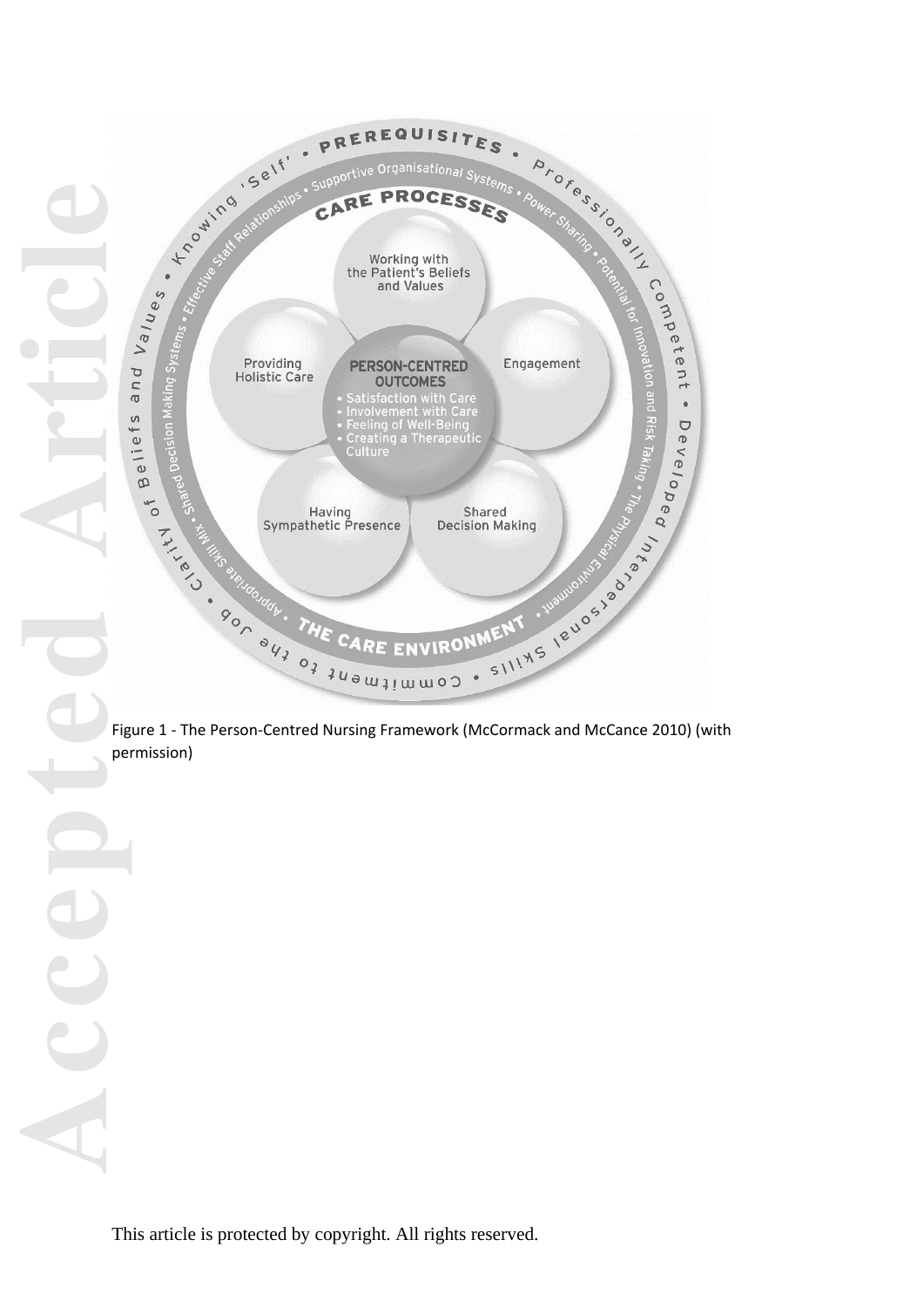PREREQUISITES • Professionally Competent • Developed Interpersonal Skills • Commitment to the Job • Clarity of Beliefs and Values • Knowing 'Self'

CARE PROCESSES

Working with the Patient's Beliefs and Values

Engagement

Shared Decision Making

Having Sympathetic Presence

Providing Holistic Care

PERSON-CENTRED OUTCOMES
- Satisfaction with Care
- Involvement with Care
- Feeling of Well-Being
- Creating a Therapeutic Culture

Supportive Organisational Systems • Power Sharing • Potential for Innovation and Risk Taking • The Physical Environment • Appropriate Skill Mix • Shared Decision Making Systems • Effective Staff Relationships

THE CARE ENVIRONMENT

Figure 1 - The Person-Centred Nursing Framework (McCormack and McCance 2010) (with permission)